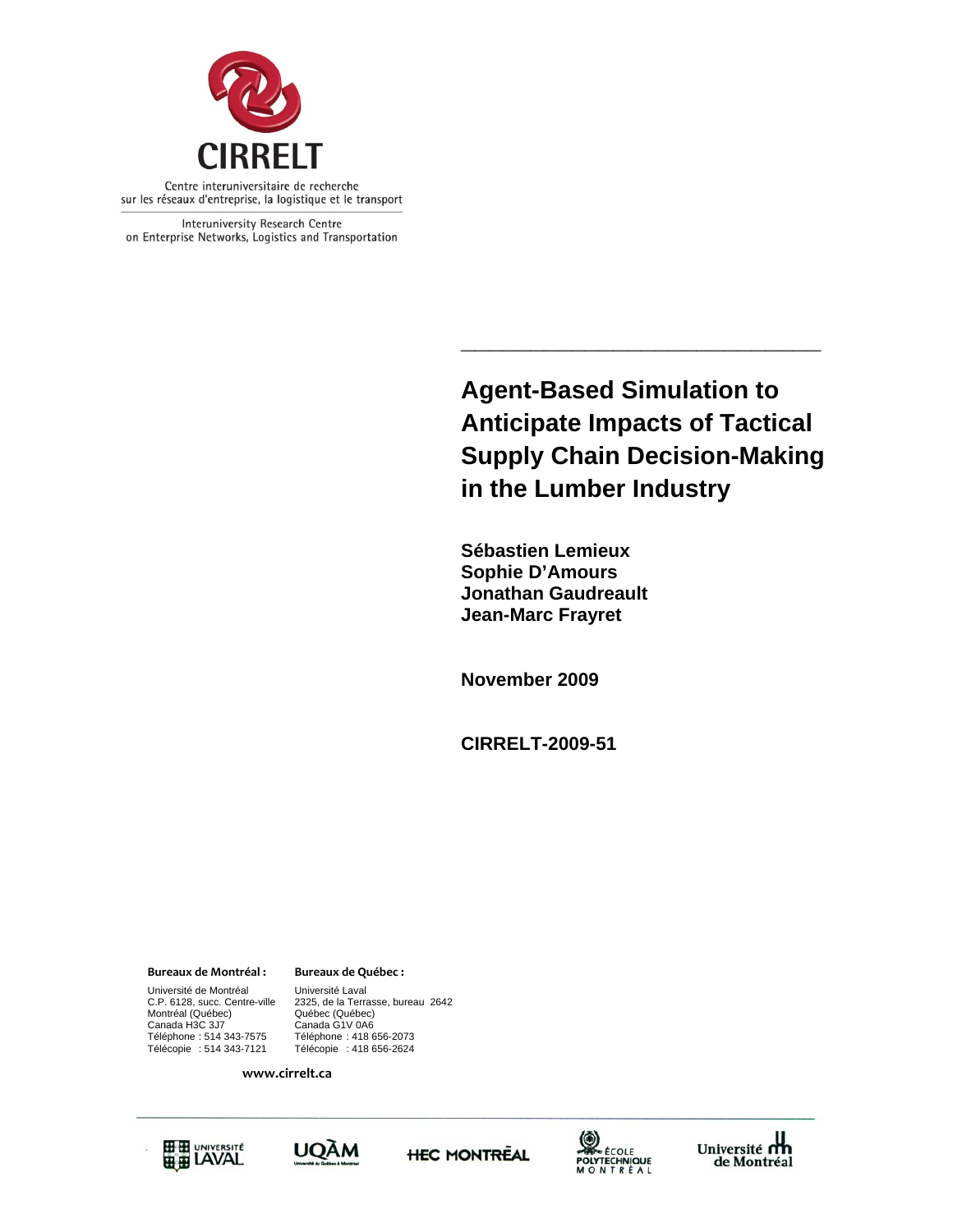CIRRELT

Centre interuniversitaire de recherche sur les réseaux d'entreprise, la logistique et le transport

Interuniversity Research Centre on Enterprise Networks, Logistics and Transportation

# Agent-Based Simulation to Anticipate Impacts of Tactical Supply Chain Decision-Making in the Lumber Industry

**Sébastien Lemieux**
**Sophie D'Amours**
**Jonathan Gaudreault**
**Jean-Marc Frayret**

**November 2009**

**CIRRELT-2009-51**

**Bureaux de Montréal :**

Université de Montréal
C.P. 6128, succ. Centre-ville
Montréal (Québec)
Canada H3C 3J7
Téléphone : 514 343-7575
Télécopie : 514 343-7121

**Bureaux de Québec :**

Université Laval
2325, de la Terrasse, bureau 2642
Québec (Québec)
Canada G1V 0A6
Téléphone : 418 656-2073
Télécopie : 418 656-2624

**www.cirrelt.ca**

Université Laval · UQÀM · HEC Montréal · École Polytechnique Montréal · Université de Montréal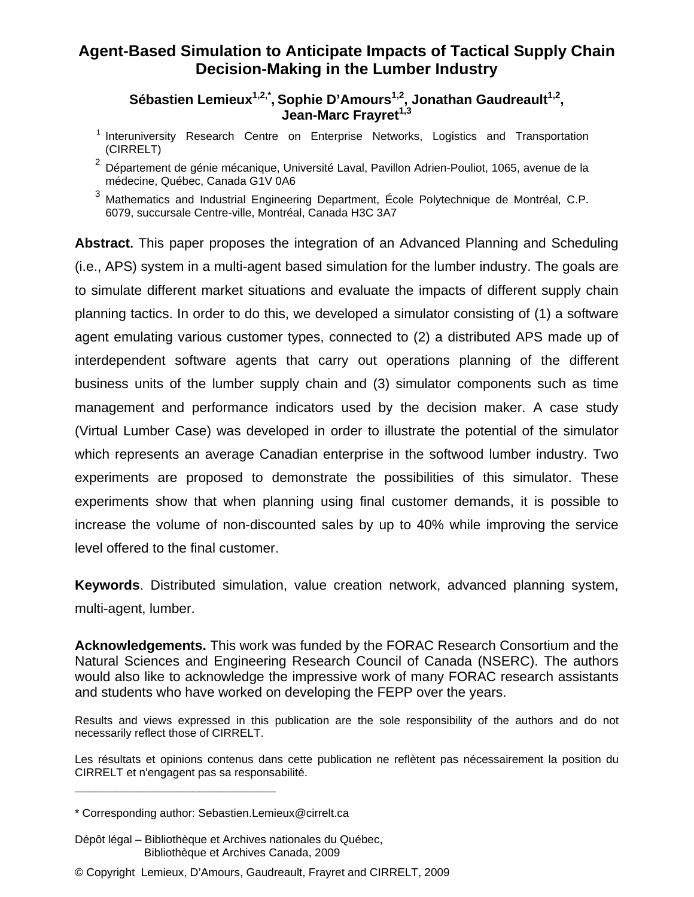# Agent-Based Simulation to Anticipate Impacts of Tactical Supply Chain Decision-Making in the Lumber Industry

**Sébastien Lemieux[1,2,*], Sophie D'Amours[1,2], Jonathan Gaudreault[1,2], Jean-Marc Frayret[1,3]**

[1] Interuniversity Research Centre on Enterprise Networks, Logistics and Transportation (CIRRELT)

[2] Département de génie mécanique, Université Laval, Pavillon Adrien-Pouliot, 1065, avenue de la médecine, Québec, Canada G1V 0A6

[3] Mathematics and Industrial Engineering Department, École Polytechnique de Montréal, C.P. 6079, succursale Centre-ville, Montréal, Canada H3C 3A7

**Abstract.** This paper proposes the integration of an Advanced Planning and Scheduling (i.e., APS) system in a multi-agent based simulation for the lumber industry. The goals are to simulate different market situations and evaluate the impacts of different supply chain planning tactics. In order to do this, we developed a simulator consisting of (1) a software agent emulating various customer types, connected to (2) a distributed APS made up of interdependent software agents that carry out operations planning of the different business units of the lumber supply chain and (3) simulator components such as time management and performance indicators used by the decision maker. A case study (Virtual Lumber Case) was developed in order to illustrate the potential of the simulator which represents an average Canadian enterprise in the softwood lumber industry. Two experiments are proposed to demonstrate the possibilities of this simulator. These experiments show that when planning using final customer demands, it is possible to increase the volume of non-discounted sales by up to 40% while improving the service level offered to the final customer.

**Keywords**. Distributed simulation, value creation network, advanced planning system, multi-agent, lumber.

**Acknowledgements.** This work was funded by the FORAC Research Consortium and the Natural Sciences and Engineering Research Council of Canada (NSERC). The authors would also like to acknowledge the impressive work of many FORAC research assistants and students who have worked on developing the FEPP over the years.

Results and views expressed in this publication are the sole responsibility of the authors and do not necessarily reflect those of CIRRELT.

Les résultats et opinions contenus dans cette publication ne reflètent pas nécessairement la position du CIRRELT et n'engagent pas sa responsabilité.

_____________________________

\* Corresponding author: Sebastien.Lemieux@cirrelt.ca

Dépôt légal – Bibliothèque et Archives nationales du Québec,
Bibliothèque et Archives Canada, 2009

© Copyright Lemieux, D'Amours, Gaudreault, Frayret and CIRRELT, 2009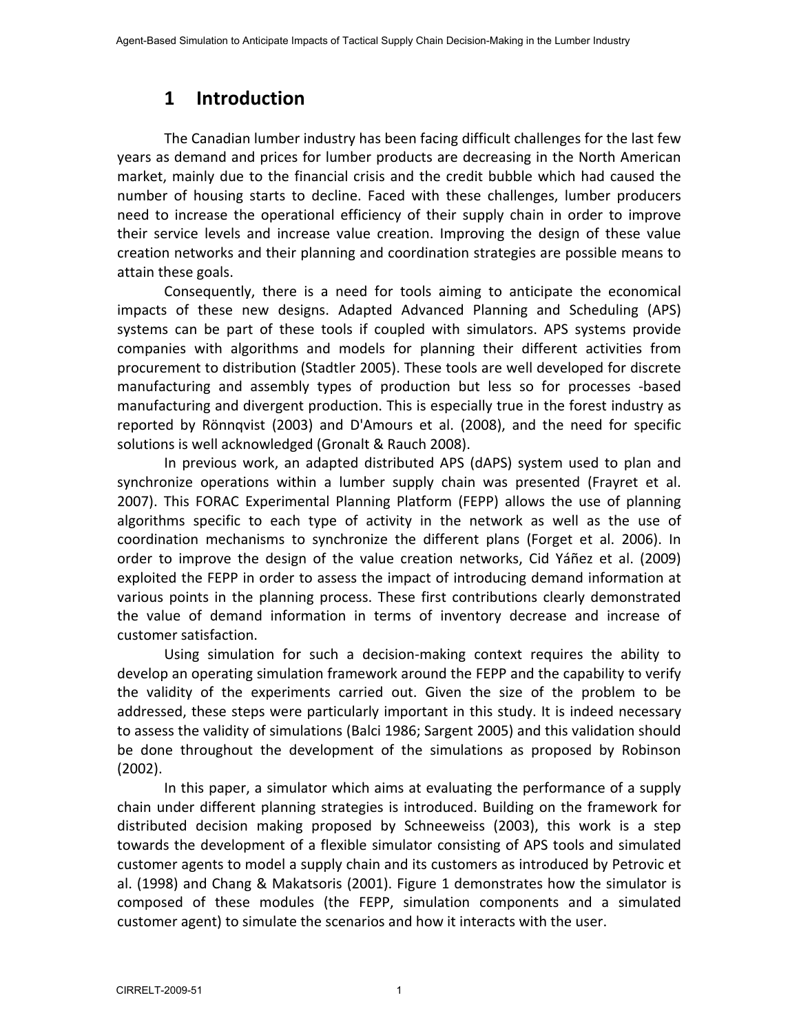# 1 Introduction

The Canadian lumber industry has been facing difficult challenges for the last few years as demand and prices for lumber products are decreasing in the North American market, mainly due to the financial crisis and the credit bubble which had caused the number of housing starts to decline. Faced with these challenges, lumber producers need to increase the operational efficiency of their supply chain in order to improve their service levels and increase value creation. Improving the design of these value creation networks and their planning and coordination strategies are possible means to attain these goals.

Consequently, there is a need for tools aiming to anticipate the economical impacts of these new designs. Adapted Advanced Planning and Scheduling (APS) systems can be part of these tools if coupled with simulators. APS systems provide companies with algorithms and models for planning their different activities from procurement to distribution (Stadtler 2005). These tools are well developed for discrete manufacturing and assembly types of production but less so for processes -based manufacturing and divergent production. This is especially true in the forest industry as reported by Rönnqvist (2003) and D'Amours et al. (2008), and the need for specific solutions is well acknowledged (Gronalt & Rauch 2008).

In previous work, an adapted distributed APS (dAPS) system used to plan and synchronize operations within a lumber supply chain was presented (Frayret et al. 2007). This FORAC Experimental Planning Platform (FEPP) allows the use of planning algorithms specific to each type of activity in the network as well as the use of coordination mechanisms to synchronize the different plans (Forget et al. 2006). In order to improve the design of the value creation networks, Cid Yáñez et al. (2009) exploited the FEPP in order to assess the impact of introducing demand information at various points in the planning process. These first contributions clearly demonstrated the value of demand information in terms of inventory decrease and increase of customer satisfaction.

Using simulation for such a decision-making context requires the ability to develop an operating simulation framework around the FEPP and the capability to verify the validity of the experiments carried out. Given the size of the problem to be addressed, these steps were particularly important in this study. It is indeed necessary to assess the validity of simulations (Balci 1986; Sargent 2005) and this validation should be done throughout the development of the simulations as proposed by Robinson (2002).

In this paper, a simulator which aims at evaluating the performance of a supply chain under different planning strategies is introduced. Building on the framework for distributed decision making proposed by Schneeweiss (2003), this work is a step towards the development of a flexible simulator consisting of APS tools and simulated customer agents to model a supply chain and its customers as introduced by Petrovic et al. (1998) and Chang & Makatsoris (2001). Figure 1 demonstrates how the simulator is composed of these modules (the FEPP, simulation components and a simulated customer agent) to simulate the scenarios and how it interacts with the user.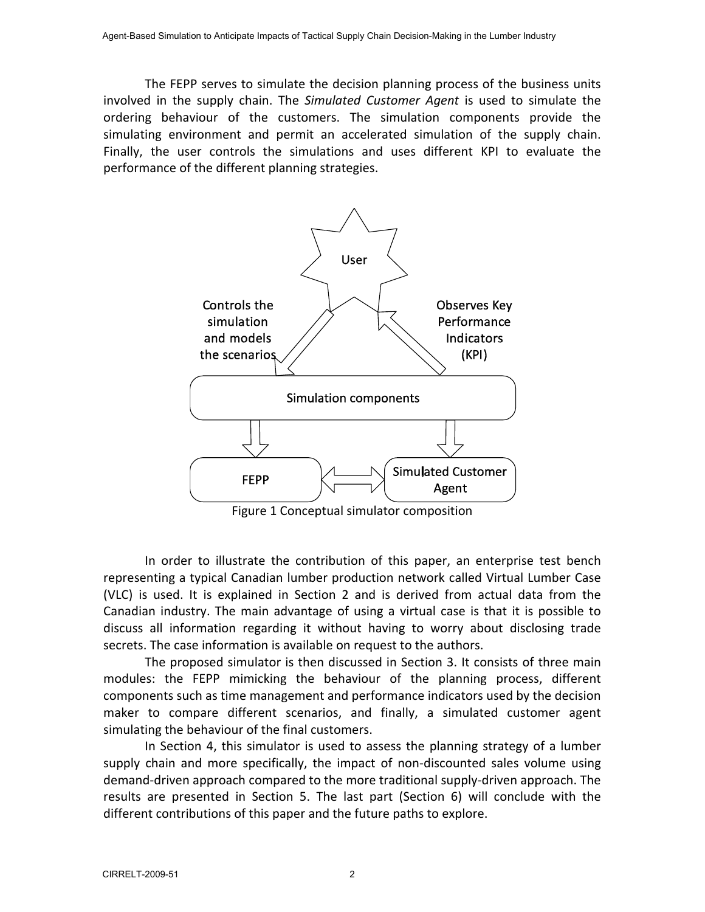The FEPP serves to simulate the decision planning process of the business units involved in the supply chain. The *Simulated Customer Agent* is used to simulate the ordering behaviour of the customers. The simulation components provide the simulating environment and permit an accelerated simulation of the supply chain. Finally, the user controls the simulations and uses different KPI to evaluate the performance of the different planning strategies.

User

Controls the simulation and models the scenarios

Observes Key Performance Indicators (KPI)

Simulation components

FEPP

Simulated Customer Agent

Figure 1 Conceptual simulator composition

In order to illustrate the contribution of this paper, an enterprise test bench representing a typical Canadian lumber production network called Virtual Lumber Case (VLC) is used. It is explained in Section 2 and is derived from actual data from the Canadian industry. The main advantage of using a virtual case is that it is possible to discuss all information regarding it without having to worry about disclosing trade secrets. The case information is available on request to the authors.

The proposed simulator is then discussed in Section 3. It consists of three main modules: the FEPP mimicking the behaviour of the planning process, different components such as time management and performance indicators used by the decision maker to compare different scenarios, and finally, a simulated customer agent simulating the behaviour of the final customers.

In Section 4, this simulator is used to assess the planning strategy of a lumber supply chain and more specifically, the impact of non-discounted sales volume using demand-driven approach compared to the more traditional supply-driven approach. The results are presented in Section 5. The last part (Section 6) will conclude with the different contributions of this paper and the future paths to explore.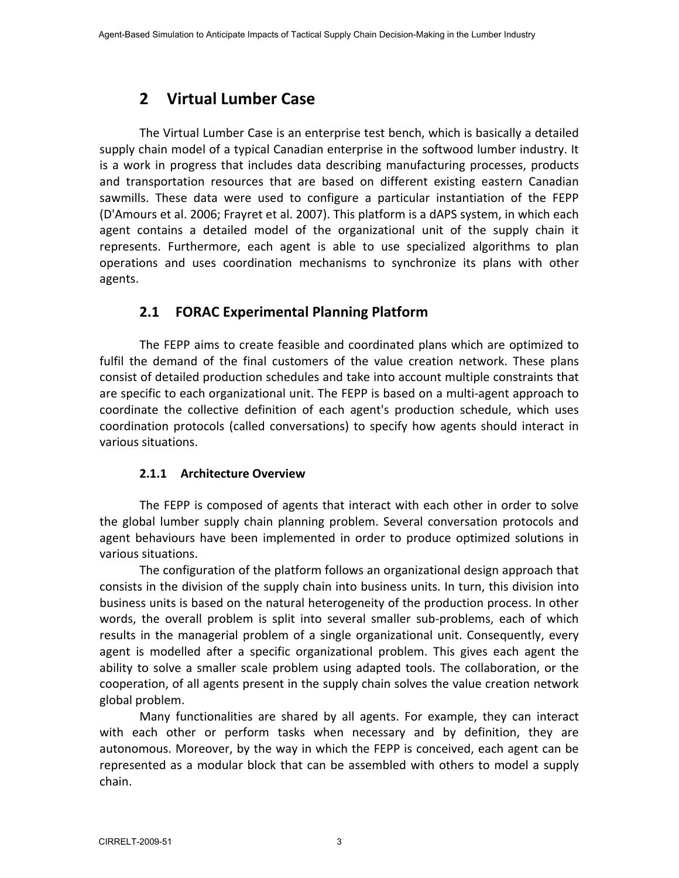# 2 Virtual Lumber Case

The Virtual Lumber Case is an enterprise test bench, which is basically a detailed supply chain model of a typical Canadian enterprise in the softwood lumber industry. It is a work in progress that includes data describing manufacturing processes, products and transportation resources that are based on different existing eastern Canadian sawmills. These data were used to configure a particular instantiation of the FEPP (D'Amours et al. 2006; Frayret et al. 2007). This platform is a dAPS system, in which each agent contains a detailed model of the organizational unit of the supply chain it represents. Furthermore, each agent is able to use specialized algorithms to plan operations and uses coordination mechanisms to synchronize its plans with other agents.

## 2.1 FORAC Experimental Planning Platform

The FEPP aims to create feasible and coordinated plans which are optimized to fulfil the demand of the final customers of the value creation network. These plans consist of detailed production schedules and take into account multiple constraints that are specific to each organizational unit. The FEPP is based on a multi-agent approach to coordinate the collective definition of each agent's production schedule, which uses coordination protocols (called conversations) to specify how agents should interact in various situations.

### 2.1.1 Architecture Overview

The FEPP is composed of agents that interact with each other in order to solve the global lumber supply chain planning problem. Several conversation protocols and agent behaviours have been implemented in order to produce optimized solutions in various situations.

The configuration of the platform follows an organizational design approach that consists in the division of the supply chain into business units. In turn, this division into business units is based on the natural heterogeneity of the production process. In other words, the overall problem is split into several smaller sub-problems, each of which results in the managerial problem of a single organizational unit. Consequently, every agent is modelled after a specific organizational problem. This gives each agent the ability to solve a smaller scale problem using adapted tools. The collaboration, or the cooperation, of all agents present in the supply chain solves the value creation network global problem.

Many functionalities are shared by all agents. For example, they can interact with each other or perform tasks when necessary and by definition, they are autonomous. Moreover, by the way in which the FEPP is conceived, each agent can be represented as a modular block that can be assembled with others to model a supply chain.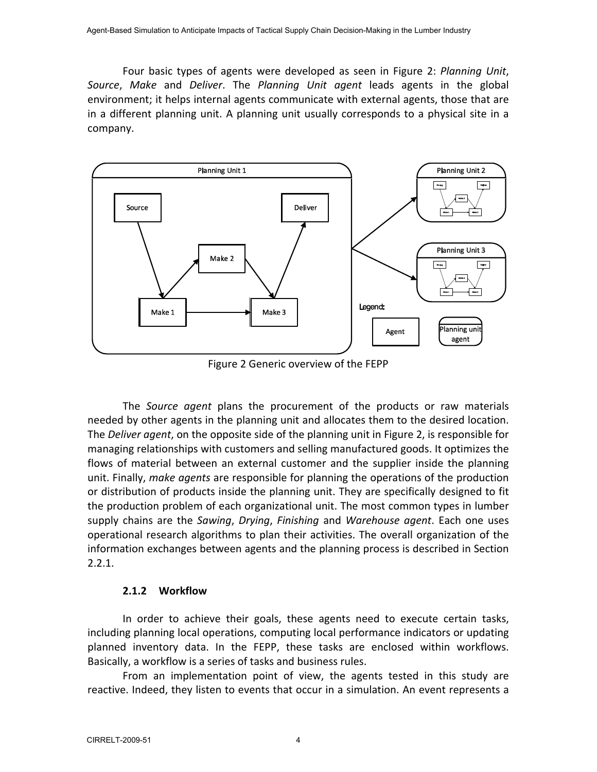Four basic types of agents were developed as seen in Figure 2: *Planning Unit*, *Source*, *Make* and *Deliver*. The *Planning Unit agent* leads agents in the global environment; it helps internal agents communicate with external agents, those that are in a different planning unit. A planning unit usually corresponds to a physical site in a company.

Planning Unit 1

Source

Deliver

Make 2

Make 1

Make 3

Planning Unit 2

Planning Unit 3

Legend:

Agent

Planning unit agent

Figure 2 Generic overview of the FEPP

The *Source agent* plans the procurement of the products or raw materials needed by other agents in the planning unit and allocates them to the desired location. The *Deliver agent*, on the opposite side of the planning unit in Figure 2, is responsible for managing relationships with customers and selling manufactured goods. It optimizes the flows of material between an external customer and the supplier inside the planning unit. Finally, *make agents* are responsible for planning the operations of the production or distribution of products inside the planning unit. They are specifically designed to fit the production problem of each organizational unit. The most common types in lumber supply chains are the *Sawing*, *Drying*, *Finishing* and *Warehouse agent*. Each one uses operational research algorithms to plan their activities. The overall organization of the information exchanges between agents and the planning process is described in Section 2.2.1.

### 2.1.2 Workflow

In order to achieve their goals, these agents need to execute certain tasks, including planning local operations, computing local performance indicators or updating planned inventory data. In the FEPP, these tasks are enclosed within workflows. Basically, a workflow is a series of tasks and business rules.

From an implementation point of view, the agents tested in this study are reactive. Indeed, they listen to events that occur in a simulation. An event represents a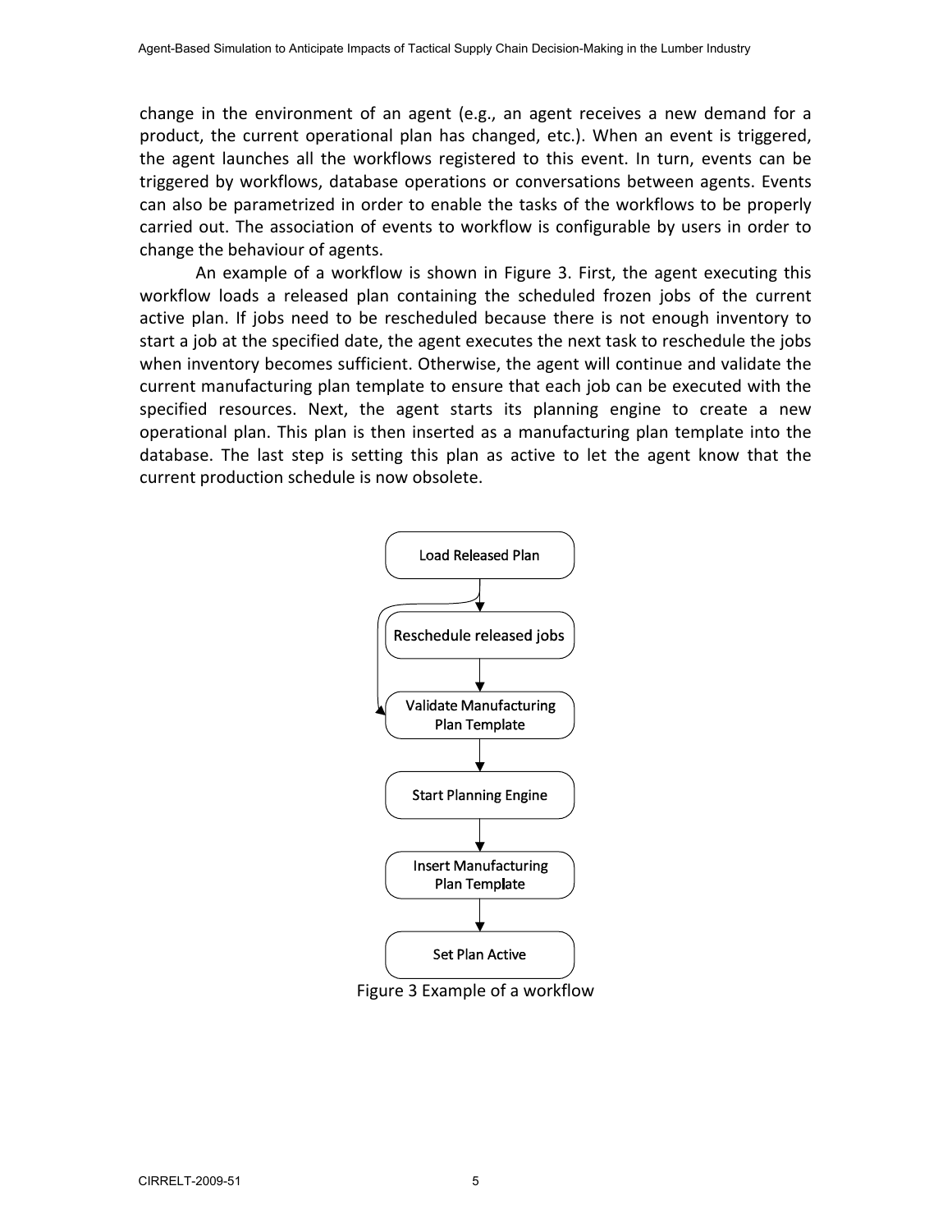change in the environment of an agent (e.g., an agent receives a new demand for a product, the current operational plan has changed, etc.). When an event is triggered, the agent launches all the workflows registered to this event. In turn, events can be triggered by workflows, database operations or conversations between agents. Events can also be parametrized in order to enable the tasks of the workflows to be properly carried out. The association of events to workflow is configurable by users in order to change the behaviour of agents.

An example of a workflow is shown in Figure 3. First, the agent executing this workflow loads a released plan containing the scheduled frozen jobs of the current active plan. If jobs need to be rescheduled because there is not enough inventory to start a job at the specified date, the agent executes the next task to reschedule the jobs when inventory becomes sufficient. Otherwise, the agent will continue and validate the current manufacturing plan template to ensure that each job can be executed with the specified resources. Next, the agent starts its planning engine to create a new operational plan. This plan is then inserted as a manufacturing plan template into the database. The last step is setting this plan as active to let the agent know that the current production schedule is now obsolete.

Load Released Plan

Reschedule released jobs

Validate Manufacturing Plan Template

Start Planning Engine

Insert Manufacturing Plan Template

Set Plan Active

Figure 3 Example of a workflow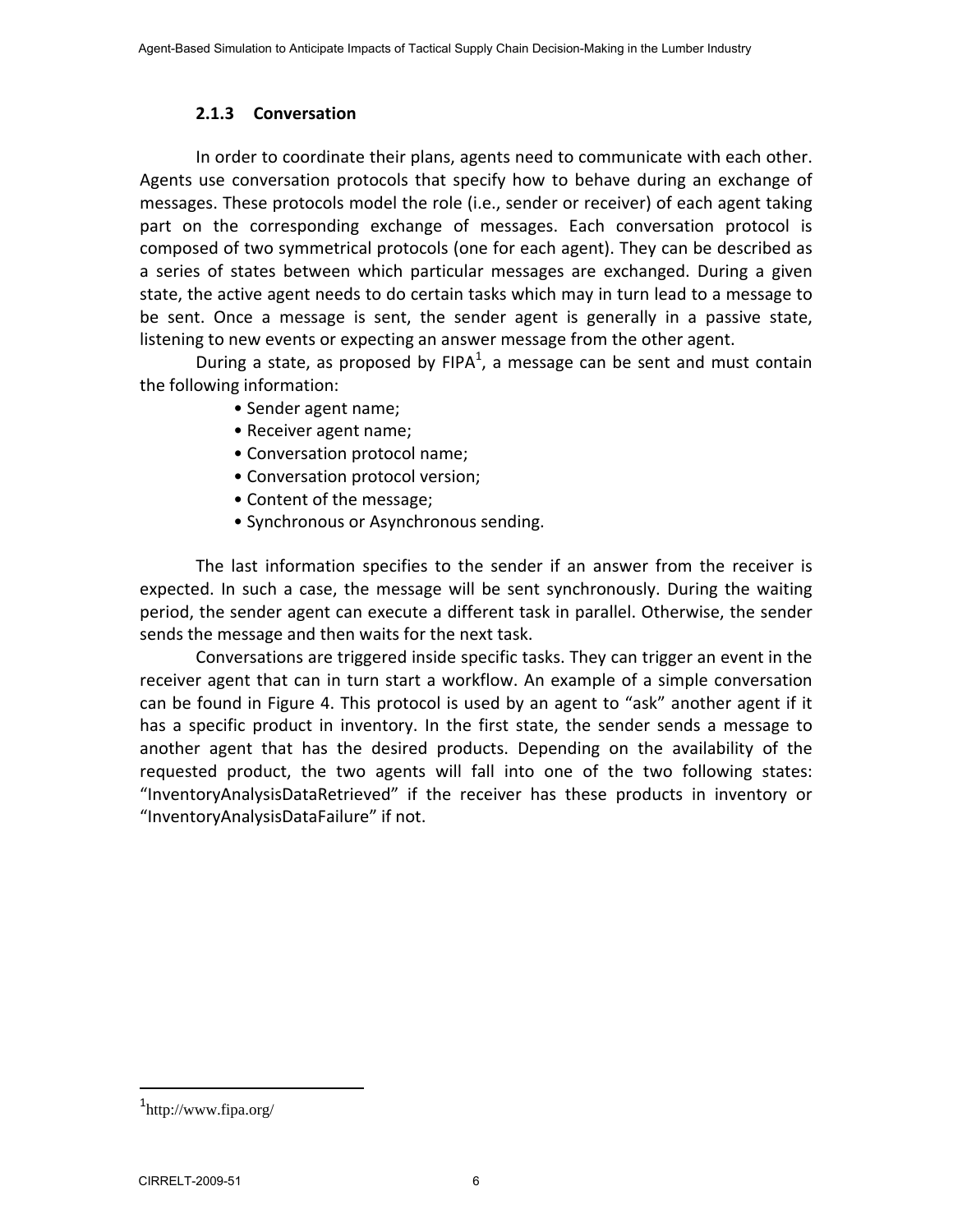### 2.1.3 Conversation

In order to coordinate their plans, agents need to communicate with each other. Agents use conversation protocols that specify how to behave during an exchange of messages. These protocols model the role (i.e., sender or receiver) of each agent taking part on the corresponding exchange of messages. Each conversation protocol is composed of two symmetrical protocols (one for each agent). They can be described as a series of states between which particular messages are exchanged. During a given state, the active agent needs to do certain tasks which may in turn lead to a message to be sent. Once a message is sent, the sender agent is generally in a passive state, listening to new events or expecting an answer message from the other agent.

During a state, as proposed by FIPA[1], a message can be sent and must contain the following information:

- Sender agent name;
- Receiver agent name;
- Conversation protocol name;
- Conversation protocol version;
- Content of the message;
- Synchronous or Asynchronous sending.

The last information specifies to the sender if an answer from the receiver is expected. In such a case, the message will be sent synchronously. During the waiting period, the sender agent can execute a different task in parallel. Otherwise, the sender sends the message and then waits for the next task.

Conversations are triggered inside specific tasks. They can trigger an event in the receiver agent that can in turn start a workflow. An example of a simple conversation can be found in Figure 4. This protocol is used by an agent to "ask" another agent if it has a specific product in inventory. In the first state, the sender sends a message to another agent that has the desired products. Depending on the availability of the requested product, the two agents will fall into one of the two following states: "InventoryAnalysisDataRetrieved" if the receiver has these products in inventory or "InventoryAnalysisDataFailure" if not.

[1] http://www.fipa.org/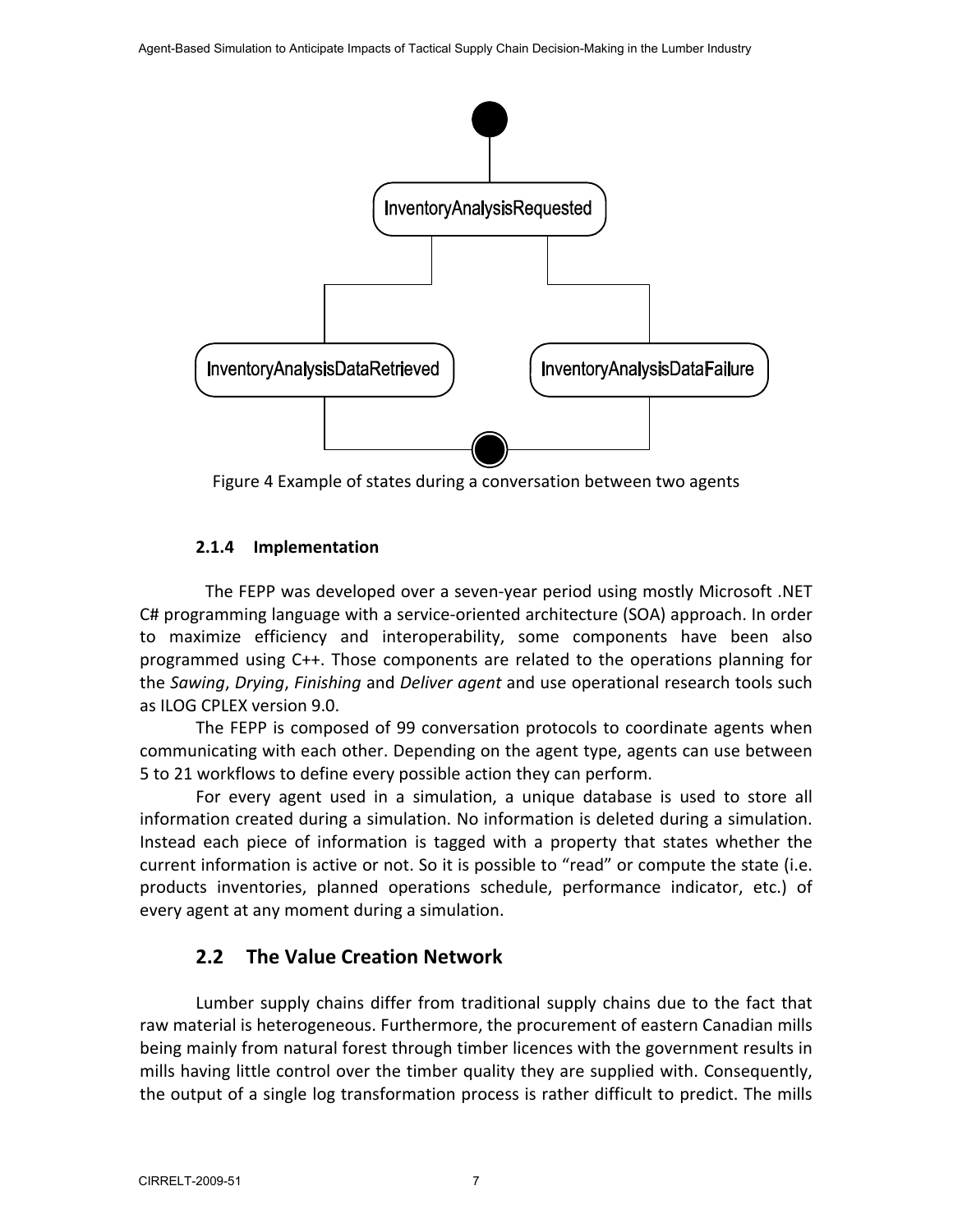InventoryAnalysisRequested

InventoryAnalysisDataRetrieved

InventoryAnalysisDataFailure

Figure 4 Example of states during a conversation between two agents

### 2.1.4 Implementation

The FEPP was developed over a seven-year period using mostly Microsoft .NET C# programming language with a service-oriented architecture (SOA) approach. In order to maximize efficiency and interoperability, some components have been also programmed using C++. Those components are related to the operations planning for the *Sawing*, *Drying*, *Finishing* and *Deliver agent* and use operational research tools such as ILOG CPLEX version 9.0.

The FEPP is composed of 99 conversation protocols to coordinate agents when communicating with each other. Depending on the agent type, agents can use between 5 to 21 workflows to define every possible action they can perform.

For every agent used in a simulation, a unique database is used to store all information created during a simulation. No information is deleted during a simulation. Instead each piece of information is tagged with a property that states whether the current information is active or not. So it is possible to "read" or compute the state (i.e. products inventories, planned operations schedule, performance indicator, etc.) of every agent at any moment during a simulation.

## 2.2 The Value Creation Network

Lumber supply chains differ from traditional supply chains due to the fact that raw material is heterogeneous. Furthermore, the procurement of eastern Canadian mills being mainly from natural forest through timber licences with the government results in mills having little control over the timber quality they are supplied with. Consequently, the output of a single log transformation process is rather difficult to predict. The mills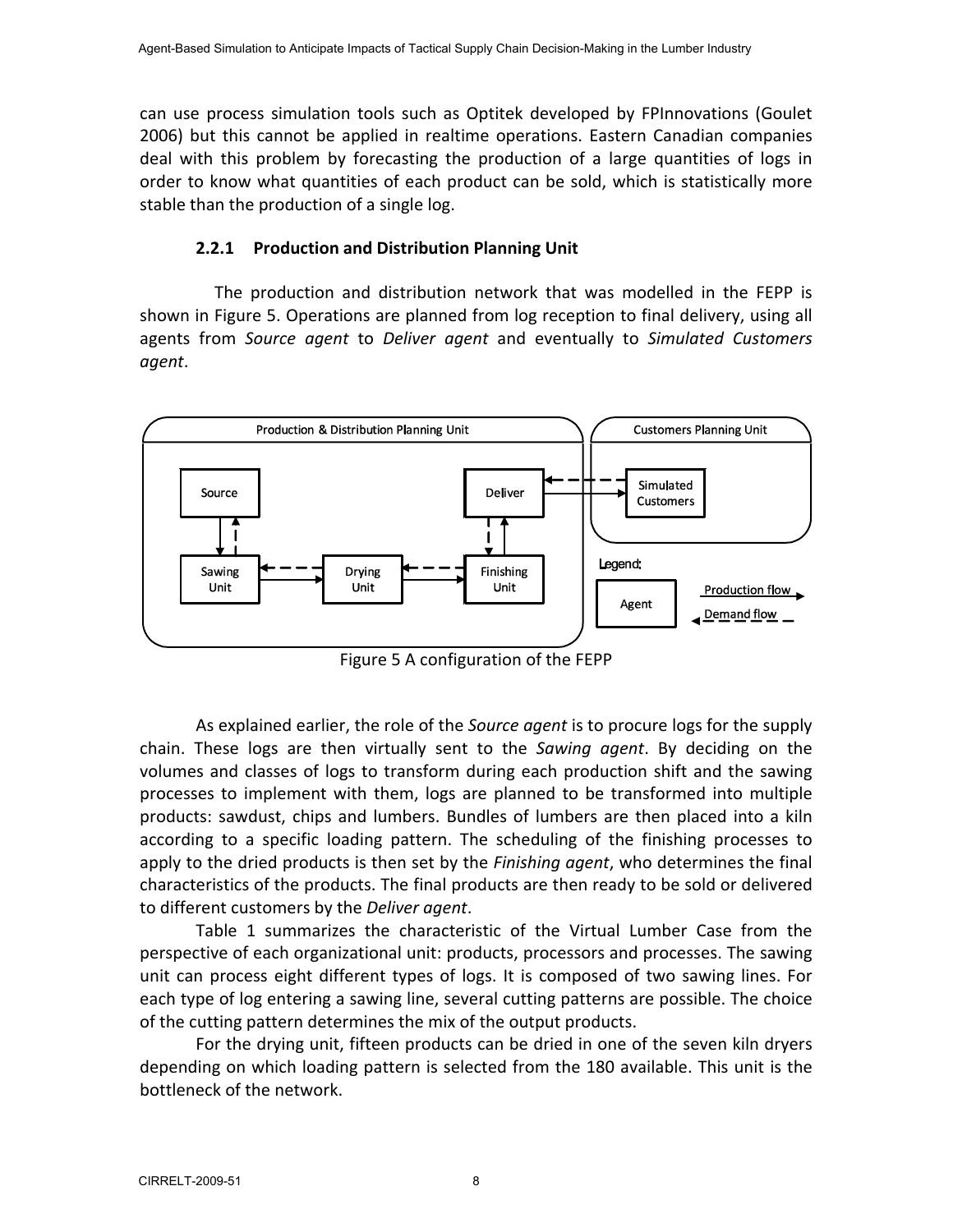can use process simulation tools such as Optitek developed by FPInnovations (Goulet 2006) but this cannot be applied in realtime operations. Eastern Canadian companies deal with this problem by forecasting the production of a large quantities of logs in order to know what quantities of each product can be sold, which is statistically more stable than the production of a single log.

### 2.2.1 Production and Distribution Planning Unit

The production and distribution network that was modelled in the FEPP is shown in Figure 5. Operations are planned from log reception to final delivery, using all agents from *Source agent* to *Deliver agent* and eventually to *Simulated Customers agent*.

Production & Distribution Planning Unit

Customers Planning Unit

Source

Deliver

Simulated Customers

Sawing Unit

Drying Unit

Finishing Unit

Legend:

Agent

Production flow

Demand flow

Figure 5 A configuration of the FEPP

As explained earlier, the role of the *Source agent* is to procure logs for the supply chain. These logs are then virtually sent to the *Sawing agent*. By deciding on the volumes and classes of logs to transform during each production shift and the sawing processes to implement with them, logs are planned to be transformed into multiple products: sawdust, chips and lumbers. Bundles of lumbers are then placed into a kiln according to a specific loading pattern. The scheduling of the finishing processes to apply to the dried products is then set by the *Finishing agent*, who determines the final characteristics of the products. The final products are then ready to be sold or delivered to different customers by the *Deliver agent*.

Table 1 summarizes the characteristic of the Virtual Lumber Case from the perspective of each organizational unit: products, processors and processes. The sawing unit can process eight different types of logs. It is composed of two sawing lines. For each type of log entering a sawing line, several cutting patterns are possible. The choice of the cutting pattern determines the mix of the output products.

For the drying unit, fifteen products can be dried in one of the seven kiln dryers depending on which loading pattern is selected from the 180 available. This unit is the bottleneck of the network.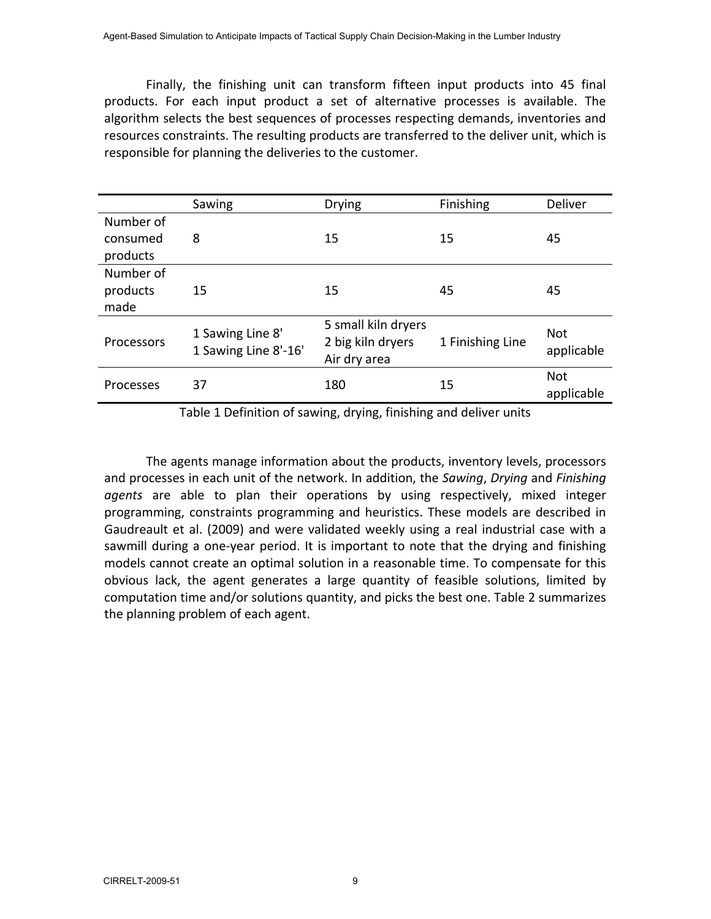Finally, the finishing unit can transform fifteen input products into 45 final products. For each input product a set of alternative processes is available. The algorithm selects the best sequences of processes respecting demands, inventories and resources constraints. The resulting products are transferred to the deliver unit, which is responsible for planning the deliveries to the customer.

| | Sawing | Drying | Finishing | Deliver |
|---|---|---|---|---|
| Number of consumed products | 8 | 15 | 15 | 45 |
| Number of products made | 15 | 15 | 45 | 45 |
| Processors | 1 Sawing Line 8'<br>1 Sawing Line 8'-16' | 5 small kiln dryers<br>2 big kiln dryers<br>Air dry area | 1 Finishing Line | Not applicable |
| Processes | 37 | 180 | 15 | Not applicable |

Table 1 Definition of sawing, drying, finishing and deliver units

The agents manage information about the products, inventory levels, processors and processes in each unit of the network. In addition, the *Sawing*, *Drying* and *Finishing agents* are able to plan their operations by using respectively, mixed integer programming, constraints programming and heuristics. These models are described in Gaudreault et al. (2009) and were validated weekly using a real industrial case with a sawmill during a one-year period. It is important to note that the drying and finishing models cannot create an optimal solution in a reasonable time. To compensate for this obvious lack, the agent generates a large quantity of feasible solutions, limited by computation time and/or solutions quantity, and picks the best one. Table 2 summarizes the planning problem of each agent.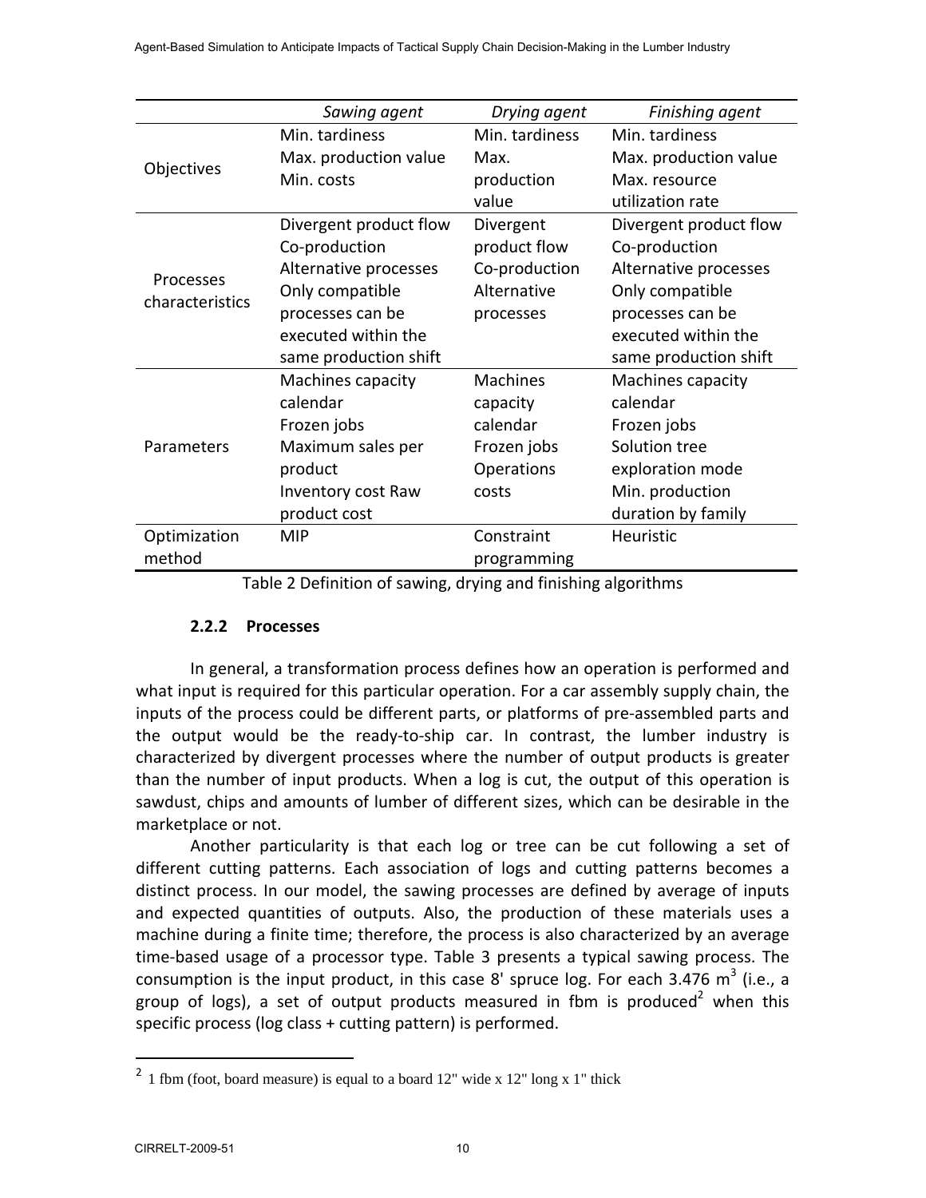| | *Sawing agent* | *Drying agent* | *Finishing agent* |
|---|---|---|---|
| Objectives | Min. tardiness<br>Max. production value<br>Min. costs | Min. tardiness<br>Max. production value | Min. tardiness<br>Max. production value<br>Max. resource utilization rate |
| Processes characteristics | Divergent product flow<br>Co-production<br>Alternative processes<br>Only compatible processes can be executed within the same production shift | Divergent product flow<br>Co-production<br>Alternative processes | Divergent product flow<br>Co-production<br>Alternative processes<br>Only compatible processes can be executed within the same production shift |
| Parameters | Machines capacity calendar<br>Frozen jobs<br>Maximum sales per product<br>Inventory cost Raw product cost | Machines capacity calendar<br>Frozen jobs<br>Operations costs | Machines capacity calendar<br>Frozen jobs<br>Solution tree exploration mode<br>Min. production duration by family |
| Optimization method | MIP | Constraint programming | Heuristic |

Table 2 Definition of sawing, drying and finishing algorithms

### 2.2.2 Processes

In general, a transformation process defines how an operation is performed and what input is required for this particular operation. For a car assembly supply chain, the inputs of the process could be different parts, or platforms of pre-assembled parts and the output would be the ready-to-ship car. In contrast, the lumber industry is characterized by divergent processes where the number of output products is greater than the number of input products. When a log is cut, the output of this operation is sawdust, chips and amounts of lumber of different sizes, which can be desirable in the marketplace or not.

Another particularity is that each log or tree can be cut following a set of different cutting patterns. Each association of logs and cutting patterns becomes a distinct process. In our model, the sawing processes are defined by average of inputs and expected quantities of outputs. Also, the production of these materials uses a machine during a finite time; therefore, the process is also characterized by an average time-based usage of a processor type. Table 3 presents a typical sawing process. The consumption is the input product, in this case 8' spruce log. For each 3.476 $m^3$ (i.e., a group of logs), a set of output products measured in fbm is produced[2] when this specific process (log class + cutting pattern) is performed.

[2] 1 fbm (foot, board measure) is equal to a board 12" wide x 12" long x 1" thick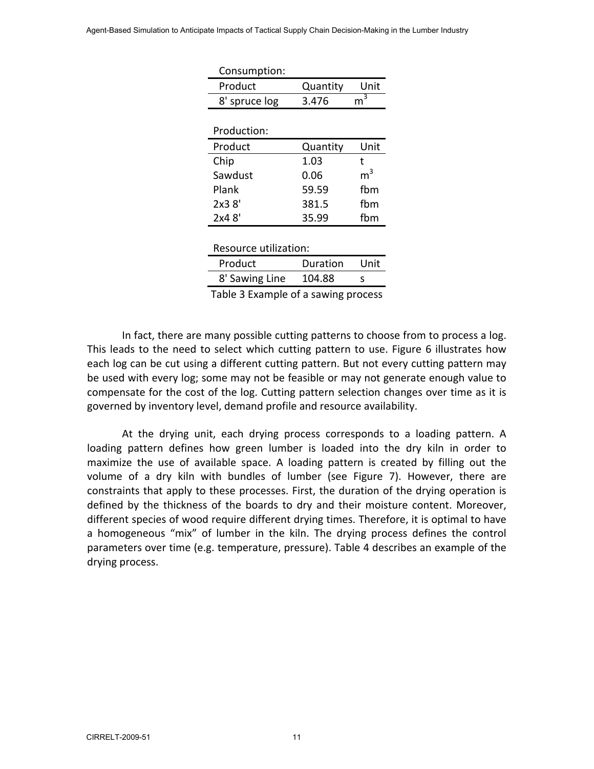Consumption:

| Product | Quantity | Unit |
| --- | --- | --- |
| 8' spruce log | 3.476 | $m^3$ |

Production:

| Product | Quantity | Unit |
| --- | --- | --- |
| Chip | 1.03 | t |
| Sawdust | 0.06 | $m^3$ |
| Plank | 59.59 | fbm |
| 2x3 8' | 381.5 | fbm |
| 2x4 8' | 35.99 | fbm |

Resource utilization:

| Product | Duration | Unit |
| --- | --- | --- |
| 8' Sawing Line | 104.88 | s |

Table 3 Example of a sawing process

In fact, there are many possible cutting patterns to choose from to process a log. This leads to the need to select which cutting pattern to use. Figure 6 illustrates how each log can be cut using a different cutting pattern. But not every cutting pattern may be used with every log; some may not be feasible or may not generate enough value to compensate for the cost of the log. Cutting pattern selection changes over time as it is governed by inventory level, demand profile and resource availability.

At the drying unit, each drying process corresponds to a loading pattern. A loading pattern defines how green lumber is loaded into the dry kiln in order to maximize the use of available space. A loading pattern is created by filling out the volume of a dry kiln with bundles of lumber (see Figure 7). However, there are constraints that apply to these processes. First, the duration of the drying operation is defined by the thickness of the boards to dry and their moisture content. Moreover, different species of wood require different drying times. Therefore, it is optimal to have a homogeneous "mix" of lumber in the kiln. The drying process defines the control parameters over time (e.g. temperature, pressure). Table 4 describes an example of the drying process.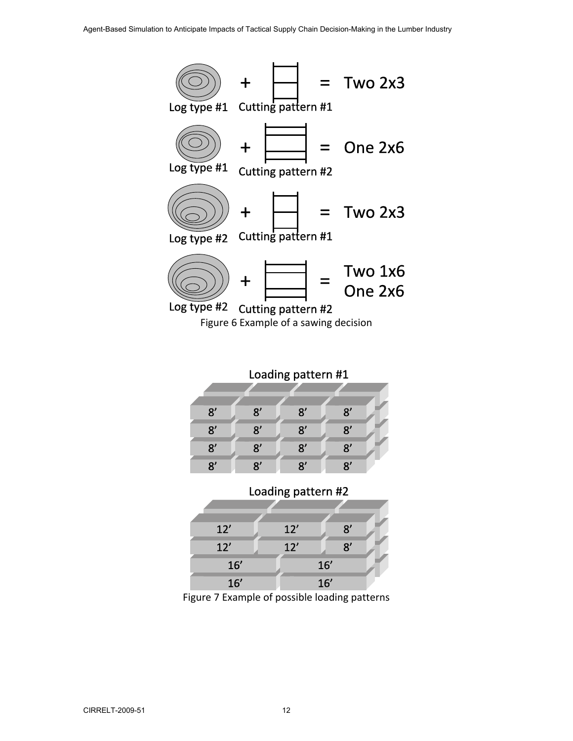Log type #1 + Cutting pattern #1 = Two 2x3

Log type #1 + Cutting pattern #2 = One 2x6

Log type #2 + Cutting pattern #1 = Two 2x3

Log type #2 + Cutting pattern #2 = Two 1x6 One 2x6

Figure 6 Example of a sawing decision

Loading pattern #1

8' 8' 8' 8'
8' 8' 8' 8'
8' 8' 8' 8'
8' 8' 8' 8'

Loading pattern #2

12' 12' 8'
12' 12' 8'
16' 16'
16' 16'

Figure 7 Example of possible loading patterns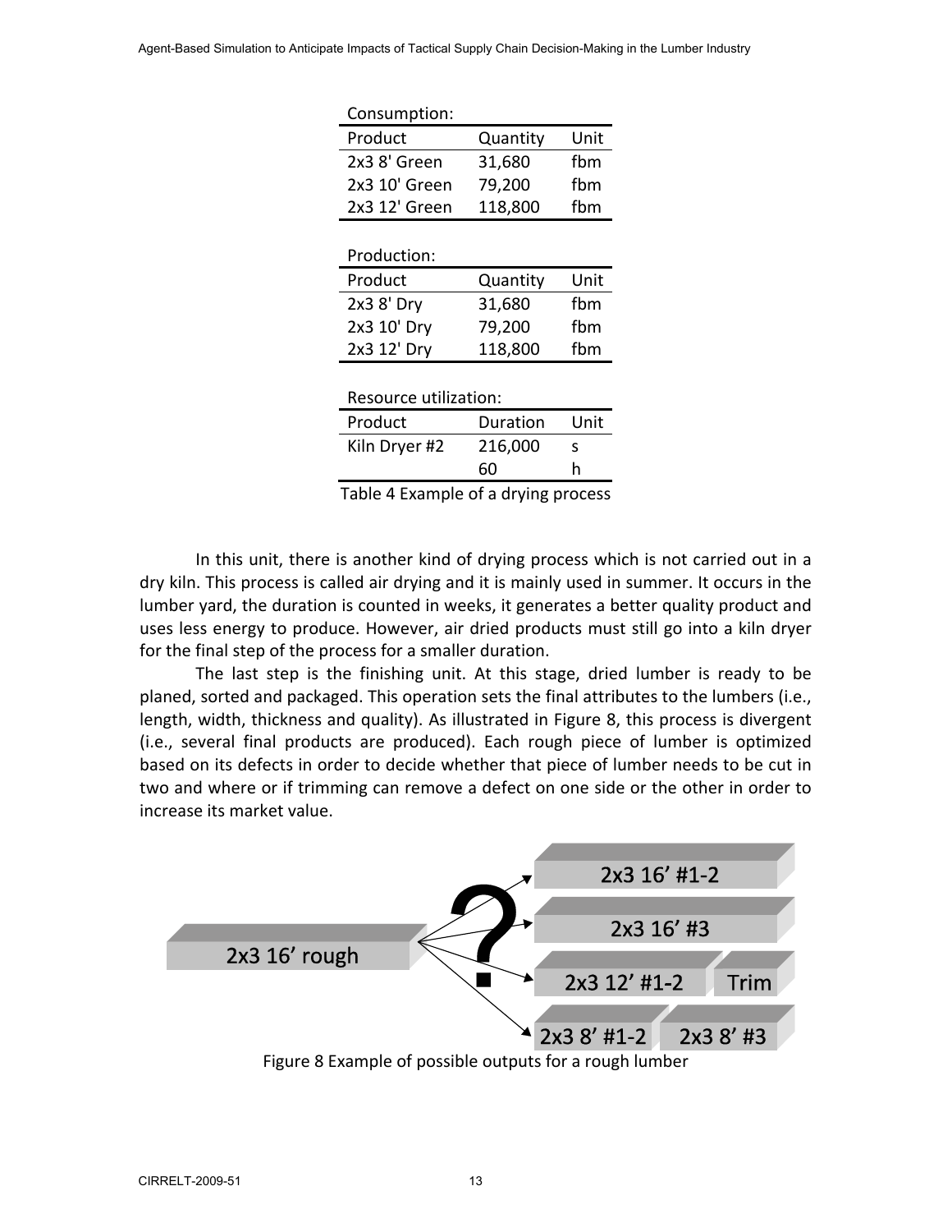Consumption:

| Product | Quantity | Unit |
|---|---|---|
| 2x3 8' Green | 31,680 | fbm |
| 2x3 10' Green | 79,200 | fbm |
| 2x3 12' Green | 118,800 | fbm |

Production:

| Product | Quantity | Unit |
|---|---|---|
| 2x3 8' Dry | 31,680 | fbm |
| 2x3 10' Dry | 79,200 | fbm |
| 2x3 12' Dry | 118,800 | fbm |

Resource utilization:

| Product | Duration | Unit |
|---|---|---|
| Kiln Dryer #2 | 216,000 | s |
| | 60 | h |

Table 4 Example of a drying process

In this unit, there is another kind of drying process which is not carried out in a dry kiln. This process is called air drying and it is mainly used in summer. It occurs in the lumber yard, the duration is counted in weeks, it generates a better quality product and uses less energy to produce. However, air dried products must still go into a kiln dryer for the final step of the process for a smaller duration.

The last step is the finishing unit. At this stage, dried lumber is ready to be planed, sorted and packaged. This operation sets the final attributes to the lumbers (i.e., length, width, thickness and quality). As illustrated in Figure 8, this process is divergent (i.e., several final products are produced). Each rough piece of lumber is optimized based on its defects in order to decide whether that piece of lumber needs to be cut in two and where or if trimming can remove a defect on one side or the other in order to increase its market value.

2x3 16' rough

?

2x3 16' #1-2

2x3 16' #3

2x3 12' #1-2

Trim

2x3 8' #1-2

2x3 8' #3

Figure 8 Example of possible outputs for a rough lumber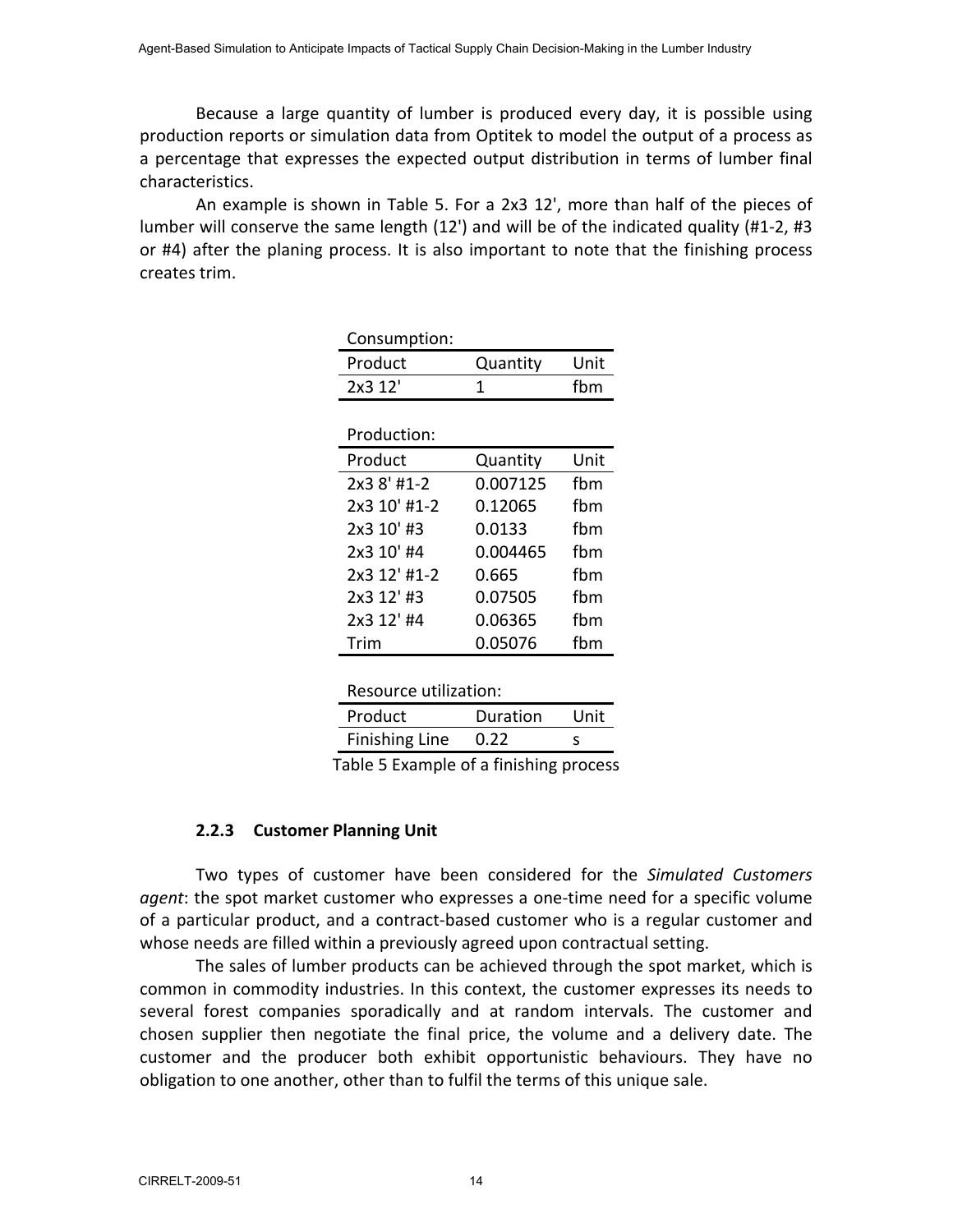Because a large quantity of lumber is produced every day, it is possible using production reports or simulation data from Optitek to model the output of a process as a percentage that expresses the expected output distribution in terms of lumber final characteristics.

An example is shown in Table 5. For a 2x3 12', more than half of the pieces of lumber will conserve the same length (12') and will be of the indicated quality (#1-2, #3 or #4) after the planing process. It is also important to note that the finishing process creates trim.

Consumption:

| Product | Quantity | Unit |
|---|---|---|
| 2x3 12' | 1 | fbm |

Production:

| Product | Quantity | Unit |
|---|---|---|
| 2x3 8' #1-2 | 0.007125 | fbm |
| 2x3 10' #1-2 | 0.12065 | fbm |
| 2x3 10' #3 | 0.0133 | fbm |
| 2x3 10' #4 | 0.004465 | fbm |
| 2x3 12' #1-2 | 0.665 | fbm |
| 2x3 12' #3 | 0.07505 | fbm |
| 2x3 12' #4 | 0.06365 | fbm |
| Trim | 0.05076 | fbm |

Resource utilization:

| Product | Duration | Unit |
|---|---|---|
| Finishing Line | 0.22 | s |

Table 5 Example of a finishing process

### 2.2.3 Customer Planning Unit

Two types of customer have been considered for the *Simulated Customers agent*: the spot market customer who expresses a one-time need for a specific volume of a particular product, and a contract-based customer who is a regular customer and whose needs are filled within a previously agreed upon contractual setting.

The sales of lumber products can be achieved through the spot market, which is common in commodity industries. In this context, the customer expresses its needs to several forest companies sporadically and at random intervals. The customer and chosen supplier then negotiate the final price, the volume and a delivery date. The customer and the producer both exhibit opportunistic behaviours. They have no obligation to one another, other than to fulfil the terms of this unique sale.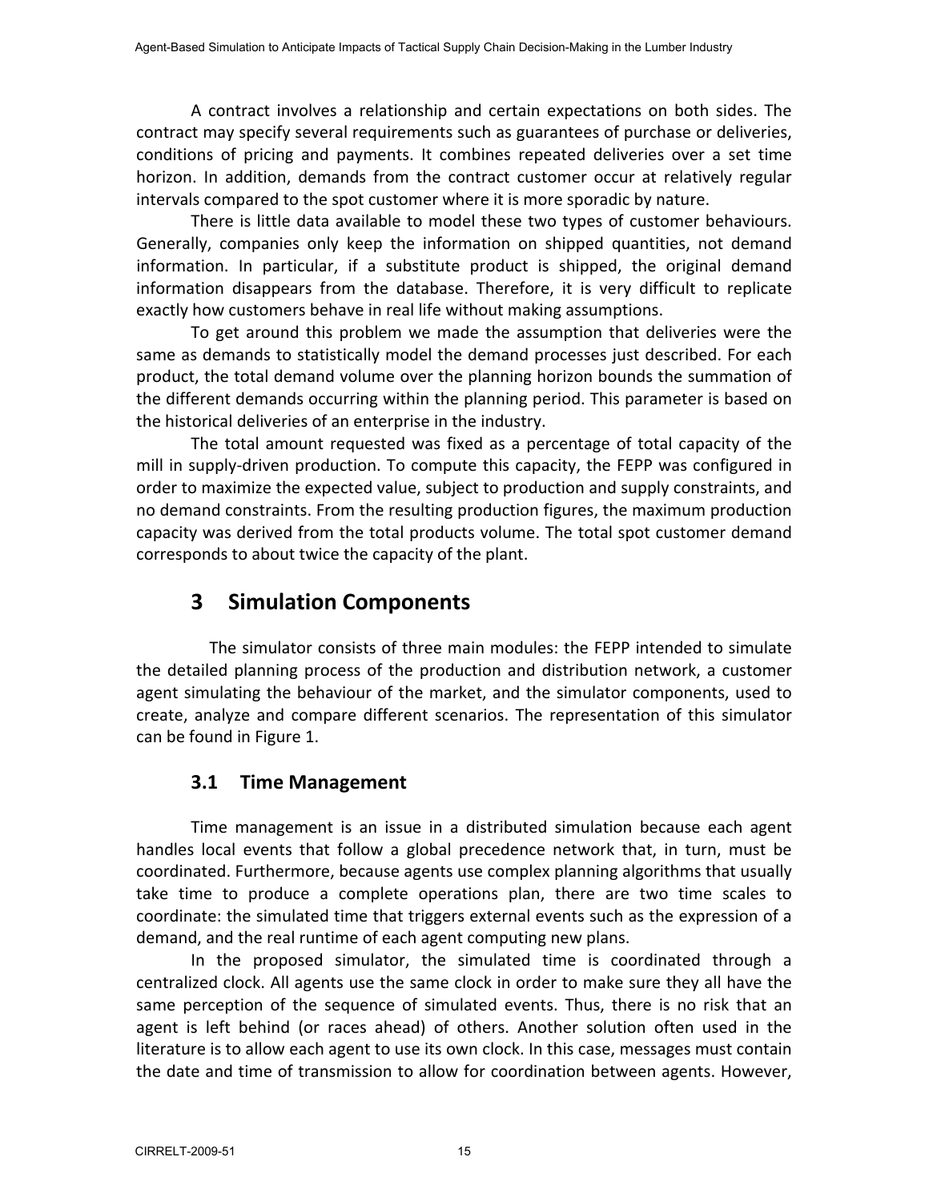A contract involves a relationship and certain expectations on both sides. The contract may specify several requirements such as guarantees of purchase or deliveries, conditions of pricing and payments. It combines repeated deliveries over a set time horizon. In addition, demands from the contract customer occur at relatively regular intervals compared to the spot customer where it is more sporadic by nature.

There is little data available to model these two types of customer behaviours. Generally, companies only keep the information on shipped quantities, not demand information. In particular, if a substitute product is shipped, the original demand information disappears from the database. Therefore, it is very difficult to replicate exactly how customers behave in real life without making assumptions.

To get around this problem we made the assumption that deliveries were the same as demands to statistically model the demand processes just described. For each product, the total demand volume over the planning horizon bounds the summation of the different demands occurring within the planning period. This parameter is based on the historical deliveries of an enterprise in the industry.

The total amount requested was fixed as a percentage of total capacity of the mill in supply-driven production. To compute this capacity, the FEPP was configured in order to maximize the expected value, subject to production and supply constraints, and no demand constraints. From the resulting production figures, the maximum production capacity was derived from the total products volume. The total spot customer demand corresponds to about twice the capacity of the plant.

# 3 Simulation Components

The simulator consists of three main modules: the FEPP intended to simulate the detailed planning process of the production and distribution network, a customer agent simulating the behaviour of the market, and the simulator components, used to create, analyze and compare different scenarios. The representation of this simulator can be found in Figure 1.

## 3.1 Time Management

Time management is an issue in a distributed simulation because each agent handles local events that follow a global precedence network that, in turn, must be coordinated. Furthermore, because agents use complex planning algorithms that usually take time to produce a complete operations plan, there are two time scales to coordinate: the simulated time that triggers external events such as the expression of a demand, and the real runtime of each agent computing new plans.

In the proposed simulator, the simulated time is coordinated through a centralized clock. All agents use the same clock in order to make sure they all have the same perception of the sequence of simulated events. Thus, there is no risk that an agent is left behind (or races ahead) of others. Another solution often used in the literature is to allow each agent to use its own clock. In this case, messages must contain the date and time of transmission to allow for coordination between agents. However,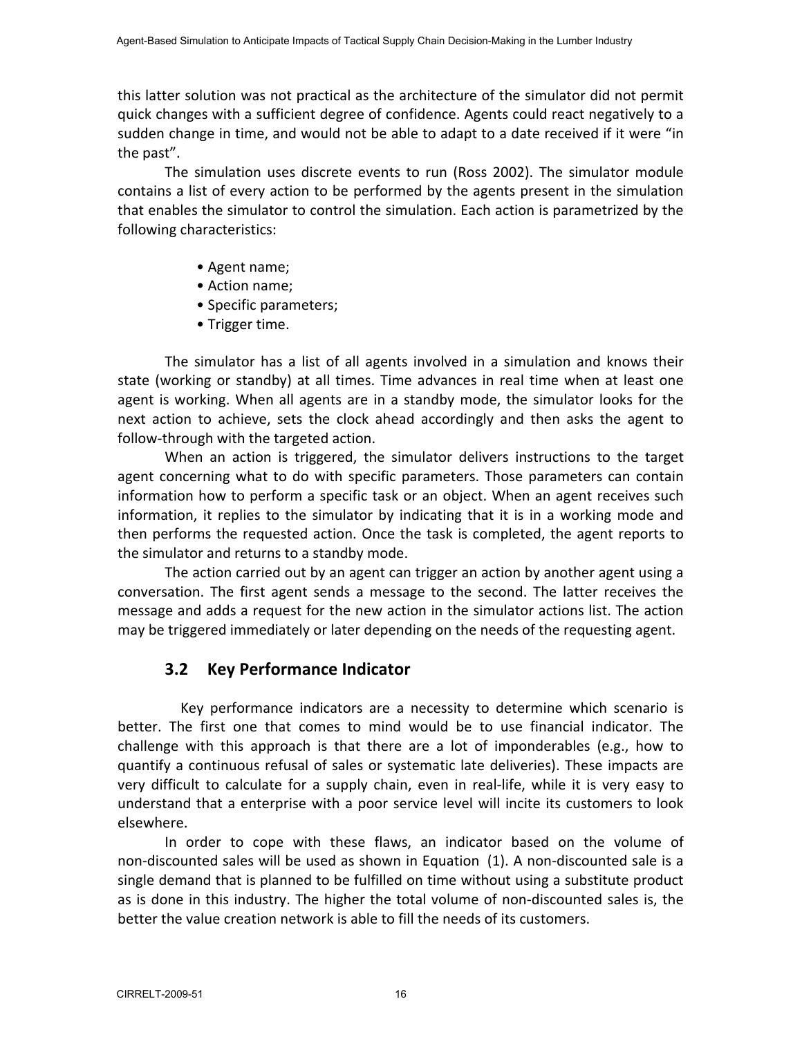this latter solution was not practical as the architecture of the simulator did not permit quick changes with a sufficient degree of confidence. Agents could react negatively to a sudden change in time, and would not be able to adapt to a date received if it were “in the past”.

The simulation uses discrete events to run (Ross 2002). The simulator module contains a list of every action to be performed by the agents present in the simulation that enables the simulator to control the simulation. Each action is parametrized by the following characteristics:

- Agent name;
- Action name;
- Specific parameters;
- Trigger time.

The simulator has a list of all agents involved in a simulation and knows their state (working or standby) at all times. Time advances in real time when at least one agent is working. When all agents are in a standby mode, the simulator looks for the next action to achieve, sets the clock ahead accordingly and then asks the agent to follow-through with the targeted action.

When an action is triggered, the simulator delivers instructions to the target agent concerning what to do with specific parameters. Those parameters can contain information how to perform a specific task or an object. When an agent receives such information, it replies to the simulator by indicating that it is in a working mode and then performs the requested action. Once the task is completed, the agent reports to the simulator and returns to a standby mode.

The action carried out by an agent can trigger an action by another agent using a conversation. The first agent sends a message to the second. The latter receives the message and adds a request for the new action in the simulator actions list. The action may be triggered immediately or later depending on the needs of the requesting agent.

## 3.2 Key Performance Indicator

Key performance indicators are a necessity to determine which scenario is better. The first one that comes to mind would be to use financial indicator. The challenge with this approach is that there are a lot of imponderables (e.g., how to quantify a continuous refusal of sales or systematic late deliveries). These impacts are very difficult to calculate for a supply chain, even in real-life, while it is very easy to understand that a enterprise with a poor service level will incite its customers to look elsewhere.

In order to cope with these flaws, an indicator based on the volume of non-discounted sales will be used as shown in Equation (1). A non-discounted sale is a single demand that is planned to be fulfilled on time without using a substitute product as is done in this industry. The higher the total volume of non-discounted sales is, the better the value creation network is able to fill the needs of its customers.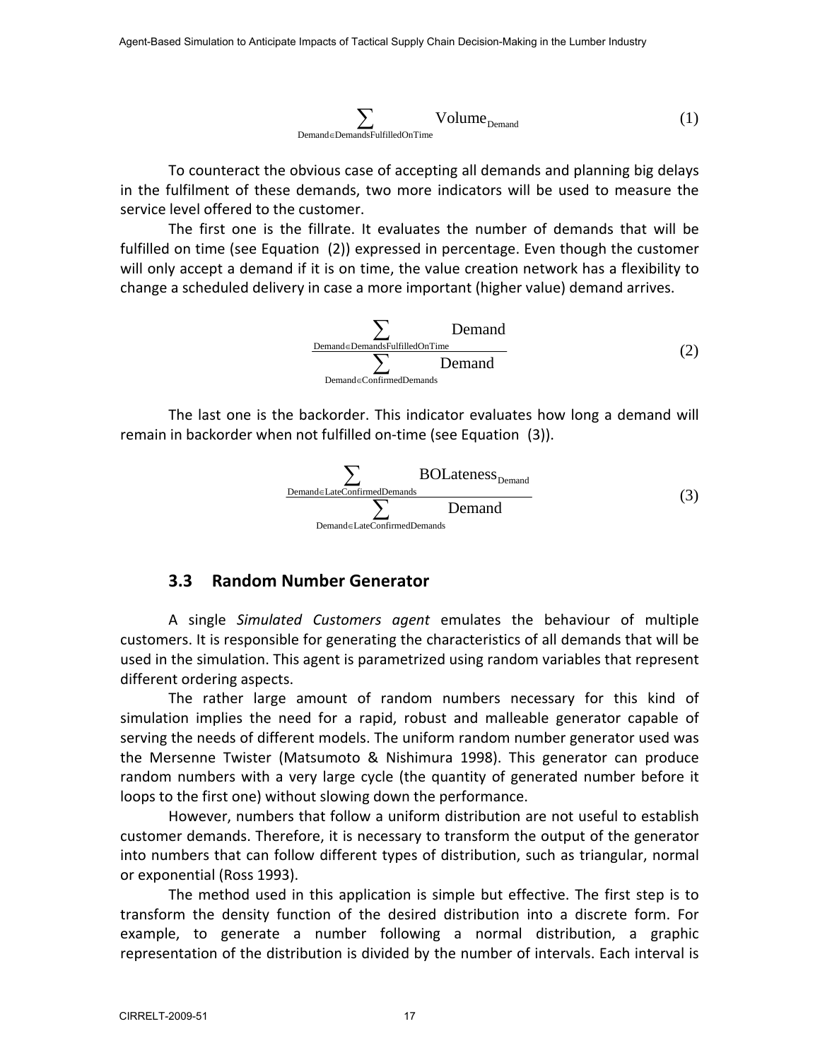$$\sum_{\text{Demand} \in \text{DemandsFulfilledOnTime}} \text{Volume}_{\text{Demand}} \qquad (1)$$

To counteract the obvious case of accepting all demands and planning big delays in the fulfilment of these demands, two more indicators will be used to measure the service level offered to the customer.

The first one is the fillrate. It evaluates the number of demands that will be fulfilled on time (see Equation (2)) expressed in percentage. Even though the customer will only accept a demand if it is on time, the value creation network has a flexibility to change a scheduled delivery in case a more important (higher value) demand arrives.

$$\frac{\sum_{\text{Demand} \in \text{DemandsFulfilledOnTime}} \text{Demand}}{\sum_{\text{Demand} \in \text{ConfirmedDemands}} \text{Demand}} \qquad (2)$$

The last one is the backorder. This indicator evaluates how long a demand will remain in backorder when not fulfilled on-time (see Equation (3)).

$$\frac{\sum_{\text{Demand} \in \text{LateConfirmedDemands}} \text{BOLateness}_{\text{Demand}}}{\sum_{\text{Demand} \in \text{LateConfirmedDemands}} \text{Demand}} \qquad (3)$$

### 3.3 Random Number Generator

A single *Simulated Customers agent* emulates the behaviour of multiple customers. It is responsible for generating the characteristics of all demands that will be used in the simulation. This agent is parametrized using random variables that represent different ordering aspects.

The rather large amount of random numbers necessary for this kind of simulation implies the need for a rapid, robust and malleable generator capable of serving the needs of different models. The uniform random number generator used was the Mersenne Twister (Matsumoto & Nishimura 1998). This generator can produce random numbers with a very large cycle (the quantity of generated number before it loops to the first one) without slowing down the performance.

However, numbers that follow a uniform distribution are not useful to establish customer demands. Therefore, it is necessary to transform the output of the generator into numbers that can follow different types of distribution, such as triangular, normal or exponential (Ross 1993).

The method used in this application is simple but effective. The first step is to transform the density function of the desired distribution into a discrete form. For example, to generate a number following a normal distribution, a graphic representation of the distribution is divided by the number of intervals. Each interval is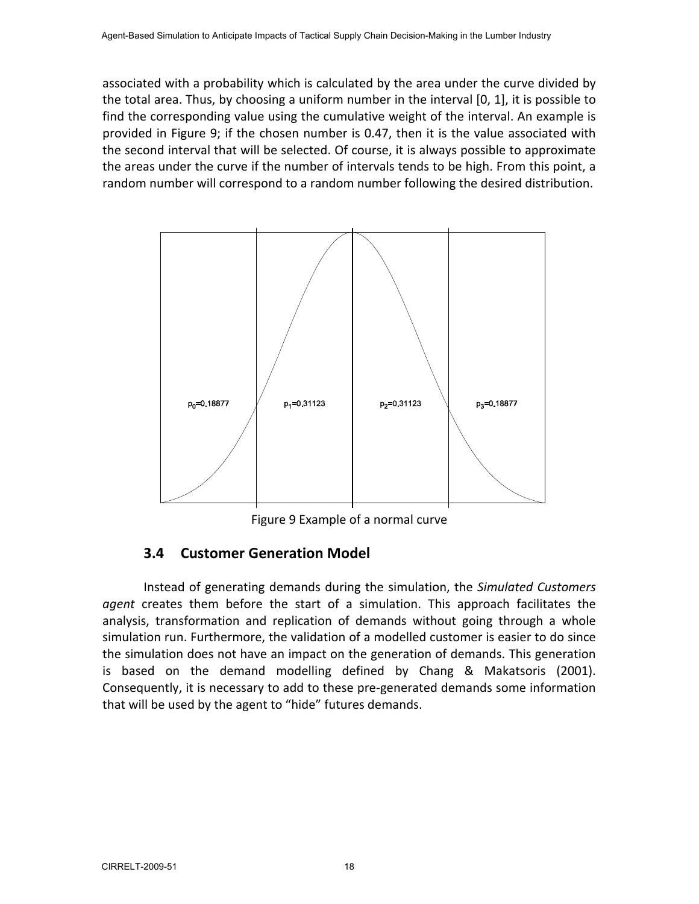associated with a probability which is calculated by the area under the curve divided by the total area. Thus, by choosing a uniform number in the interval [0, 1], it is possible to find the corresponding value using the cumulative weight of the interval. An example is provided in Figure 9; if the chosen number is 0.47, then it is the value associated with the second interval that will be selected. Of course, it is always possible to approximate the areas under the curve if the number of intervals tends to be high. From this point, a random number will correspond to a random number following the desired distribution.

$p_0$=0.18877

$p_1$=0.31123

$p_2$=0.31123

$p_3$=0.18877

Figure 9 Example of a normal curve

## 3.4 Customer Generation Model

Instead of generating demands during the simulation, the *Simulated Customers agent* creates them before the start of a simulation. This approach facilitates the analysis, transformation and replication of demands without going through a whole simulation run. Furthermore, the validation of a modelled customer is easier to do since the simulation does not have an impact on the generation of demands. This generation is based on the demand modelling defined by Chang & Makatsoris (2001). Consequently, it is necessary to add to these pre-generated demands some information that will be used by the agent to "hide" futures demands.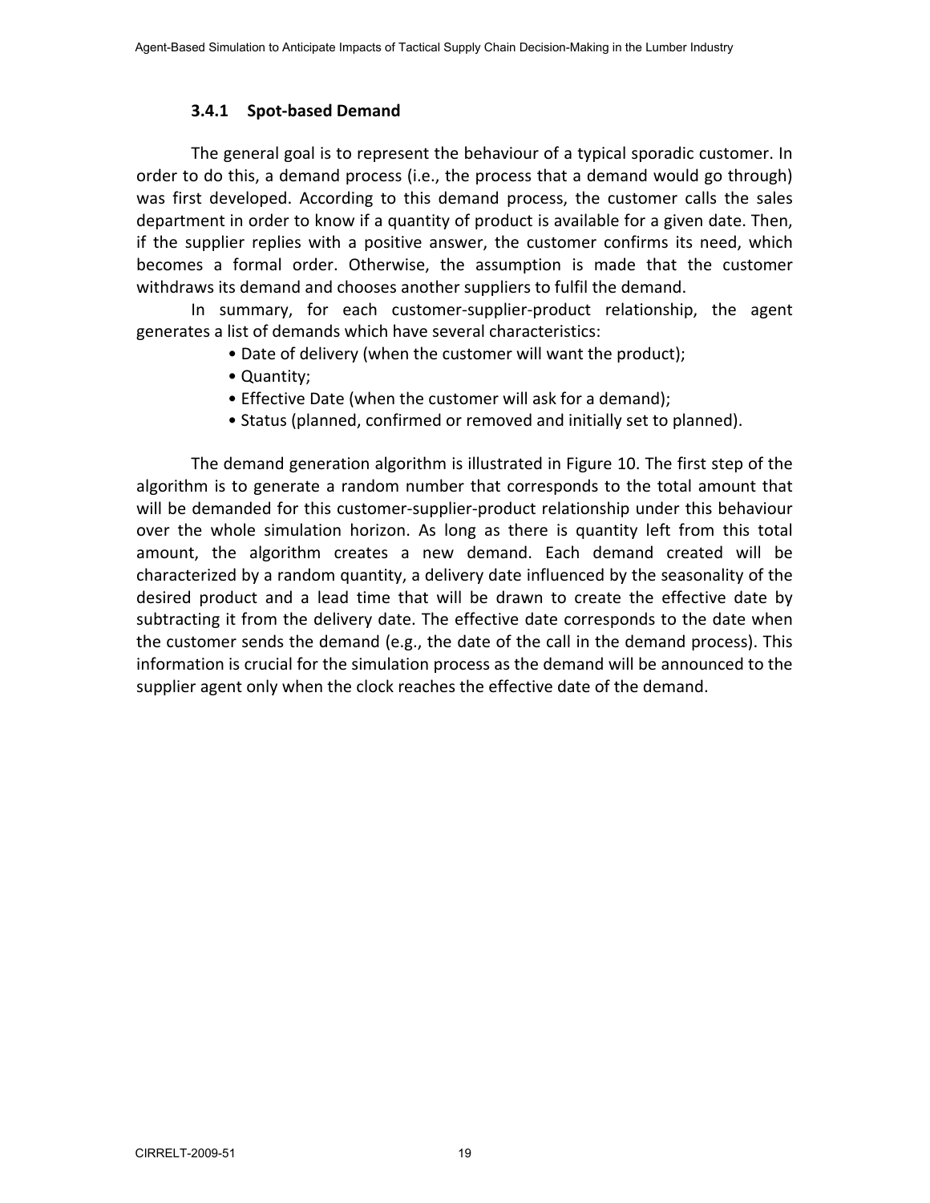### 3.4.1 Spot-based Demand

The general goal is to represent the behaviour of a typical sporadic customer. In order to do this, a demand process (i.e., the process that a demand would go through) was first developed. According to this demand process, the customer calls the sales department in order to know if a quantity of product is available for a given date. Then, if the supplier replies with a positive answer, the customer confirms its need, which becomes a formal order. Otherwise, the assumption is made that the customer withdraws its demand and chooses another suppliers to fulfil the demand.

In summary, for each customer-supplier-product relationship, the agent generates a list of demands which have several characteristics:

- Date of delivery (when the customer will want the product);
- Quantity;
- Effective Date (when the customer will ask for a demand);
- Status (planned, confirmed or removed and initially set to planned).

The demand generation algorithm is illustrated in Figure 10. The first step of the algorithm is to generate a random number that corresponds to the total amount that will be demanded for this customer-supplier-product relationship under this behaviour over the whole simulation horizon. As long as there is quantity left from this total amount, the algorithm creates a new demand. Each demand created will be characterized by a random quantity, a delivery date influenced by the seasonality of the desired product and a lead time that will be drawn to create the effective date by subtracting it from the delivery date. The effective date corresponds to the date when the customer sends the demand (e.g., the date of the call in the demand process). This information is crucial for the simulation process as the demand will be announced to the supplier agent only when the clock reaches the effective date of the demand.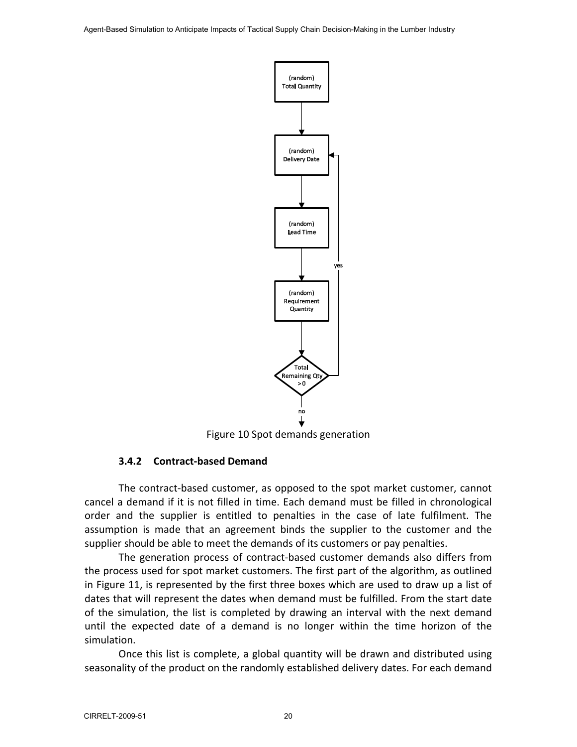(random)
Total Quantity

(random)
Delivery Date

(random)
Lead Time

(random)
Requirement
Quantity

Total
Remaining Qty
> 0

yes

no

Figure 10 Spot demands generation

### 3.4.2 Contract-based Demand

The contract-based customer, as opposed to the spot market customer, cannot cancel a demand if it is not filled in time. Each demand must be filled in chronological order and the supplier is entitled to penalties in the case of late fulfilment. The assumption is made that an agreement binds the supplier to the customer and the supplier should be able to meet the demands of its customers or pay penalties.

The generation process of contract-based customer demands also differs from the process used for spot market customers. The first part of the algorithm, as outlined in Figure 11, is represented by the first three boxes which are used to draw up a list of dates that will represent the dates when demand must be fulfilled. From the start date of the simulation, the list is completed by drawing an interval with the next demand until the expected date of a demand is no longer within the time horizon of the simulation.

Once this list is complete, a global quantity will be drawn and distributed using seasonality of the product on the randomly established delivery dates. For each demand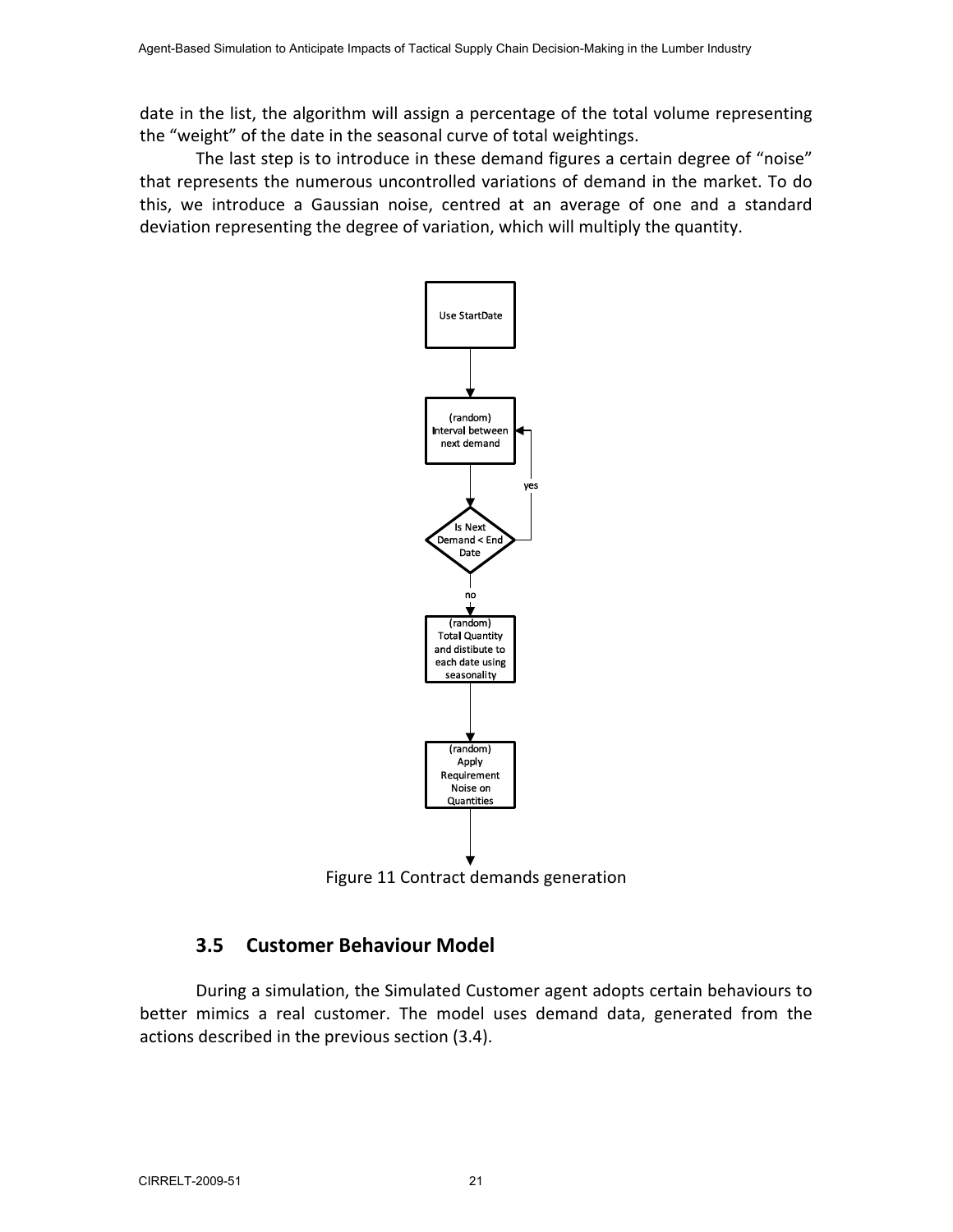date in the list, the algorithm will assign a percentage of the total volume representing the “weight” of the date in the seasonal curve of total weightings.

The last step is to introduce in these demand figures a certain degree of “noise” that represents the numerous uncontrolled variations of demand in the market. To do this, we introduce a Gaussian noise, centred at an average of one and a standard deviation representing the degree of variation, which will multiply the quantity.

Use StartDate

(random) Interval between next demand

Is Next Demand < End Date

yes

no

(random) Total Quantity and distibute to each date using seasonality

(random) Apply Requirement Noise on Quantities

Figure 11 Contract demands generation

## 3.5 Customer Behaviour Model

During a simulation, the Simulated Customer agent adopts certain behaviours to better mimics a real customer. The model uses demand data, generated from the actions described in the previous section (3.4).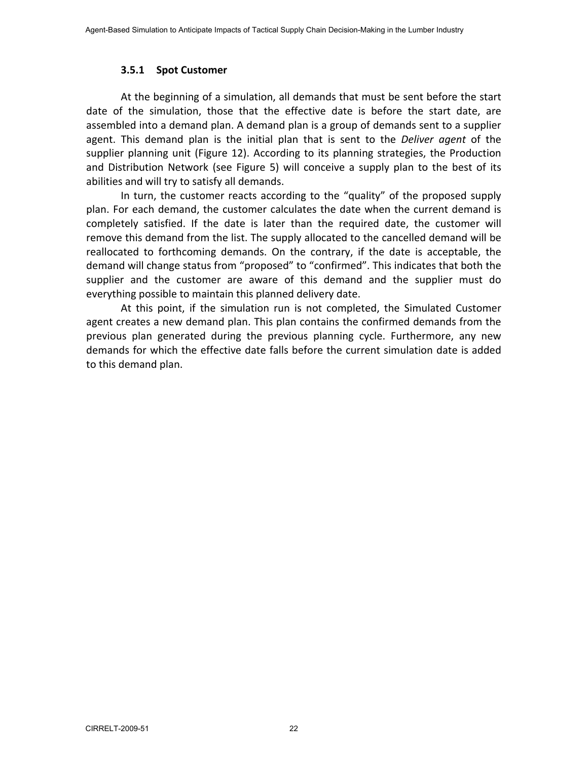### 3.5.1 Spot Customer

At the beginning of a simulation, all demands that must be sent before the start date of the simulation, those that the effective date is before the start date, are assembled into a demand plan. A demand plan is a group of demands sent to a supplier agent. This demand plan is the initial plan that is sent to the *Deliver agent* of the supplier planning unit (Figure 12). According to its planning strategies, the Production and Distribution Network (see Figure 5) will conceive a supply plan to the best of its abilities and will try to satisfy all demands.

In turn, the customer reacts according to the "quality" of the proposed supply plan. For each demand, the customer calculates the date when the current demand is completely satisfied. If the date is later than the required date, the customer will remove this demand from the list. The supply allocated to the cancelled demand will be reallocated to forthcoming demands. On the contrary, if the date is acceptable, the demand will change status from "proposed" to "confirmed". This indicates that both the supplier and the customer are aware of this demand and the supplier must do everything possible to maintain this planned delivery date.

At this point, if the simulation run is not completed, the Simulated Customer agent creates a new demand plan. This plan contains the confirmed demands from the previous plan generated during the previous planning cycle. Furthermore, any new demands for which the effective date falls before the current simulation date is added to this demand plan.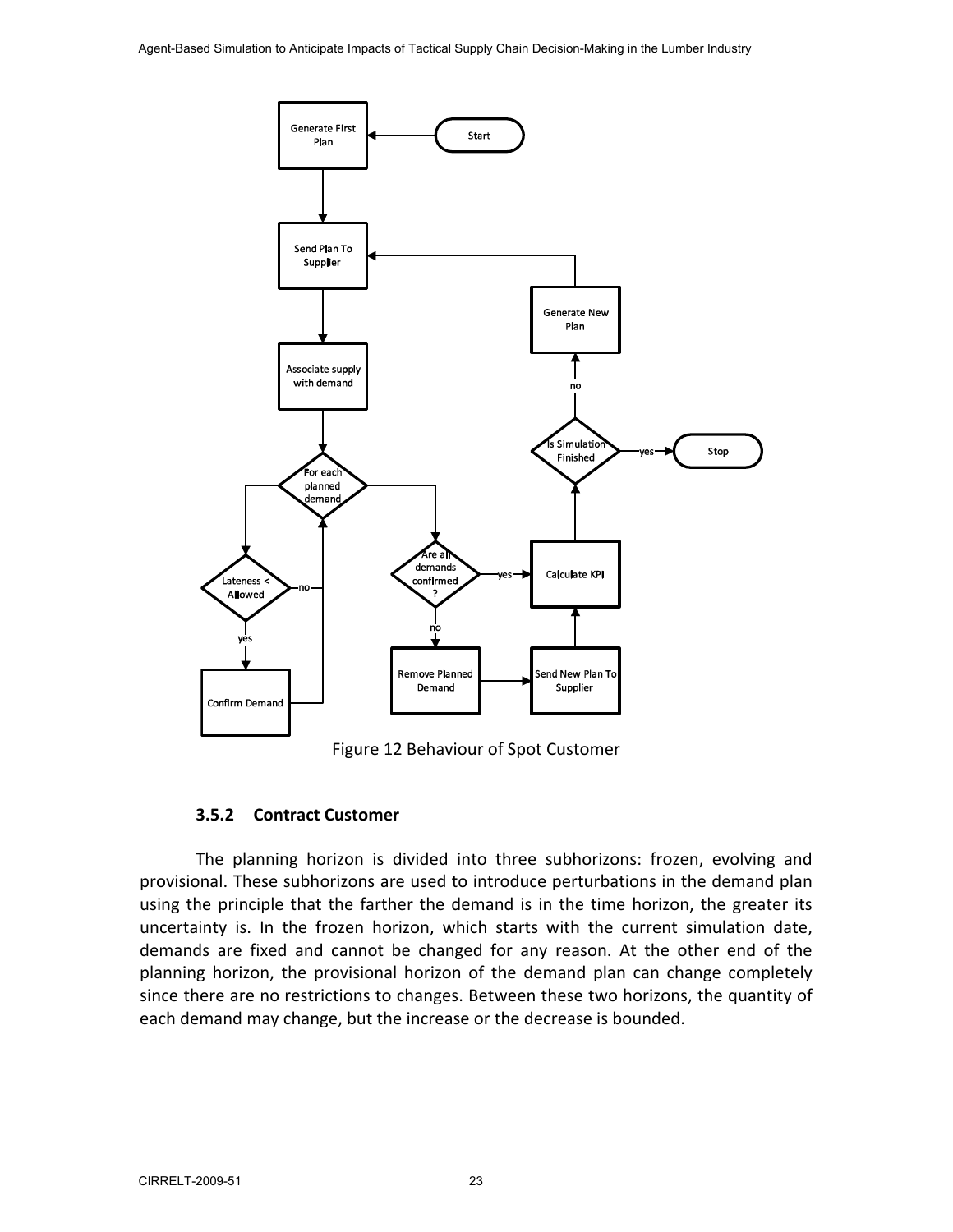Generate First Plan

Start

Send Plan To Supplier

Generate New Plan

Associate supply with demand

no

Is Simulation Finished

yes

Stop

For each planned demand

Are all demands confirmed ?

yes

Calculate KPI

Lateness < Allowed

no

yes

no

Confirm Demand

Remove Planned Demand

Send New Plan To Supplier

Figure 12 Behaviour of Spot Customer

### 3.5.2 Contract Customer

The planning horizon is divided into three subhorizons: frozen, evolving and provisional. These subhorizons are used to introduce perturbations in the demand plan using the principle that the farther the demand is in the time horizon, the greater its uncertainty is. In the frozen horizon, which starts with the current simulation date, demands are fixed and cannot be changed for any reason. At the other end of the planning horizon, the provisional horizon of the demand plan can change completely since there are no restrictions to changes. Between these two horizons, the quantity of each demand may change, but the increase or the decrease is bounded.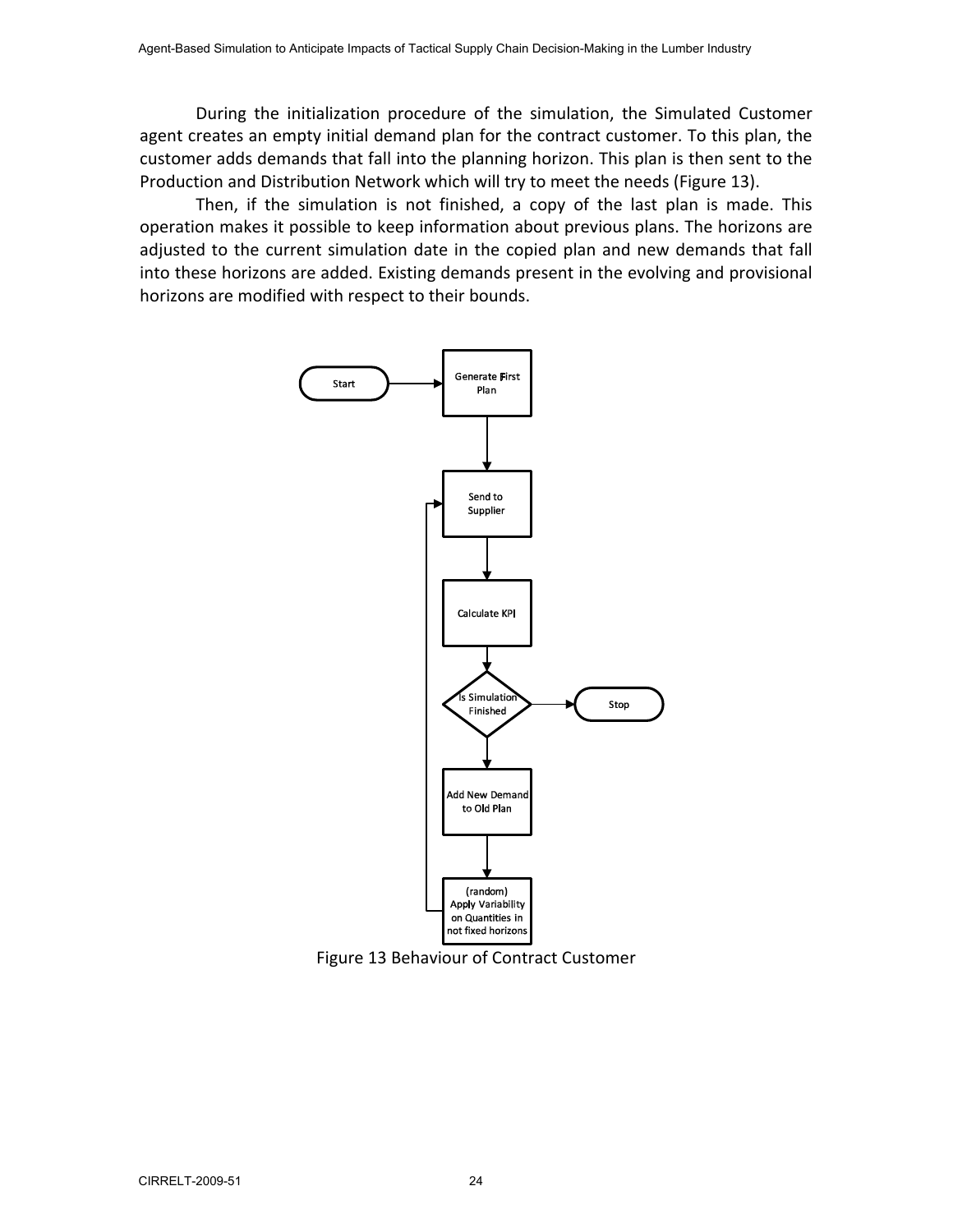During the initialization procedure of the simulation, the Simulated Customer agent creates an empty initial demand plan for the contract customer. To this plan, the customer adds demands that fall into the planning horizon. This plan is then sent to the Production and Distribution Network which will try to meet the needs (Figure 13).

Then, if the simulation is not finished, a copy of the last plan is made. This operation makes it possible to keep information about previous plans. The horizons are adjusted to the current simulation date in the copied plan and new demands that fall into these horizons are added. Existing demands present in the evolving and provisional horizons are modified with respect to their bounds.

Figure 13 Behaviour of Contract Customer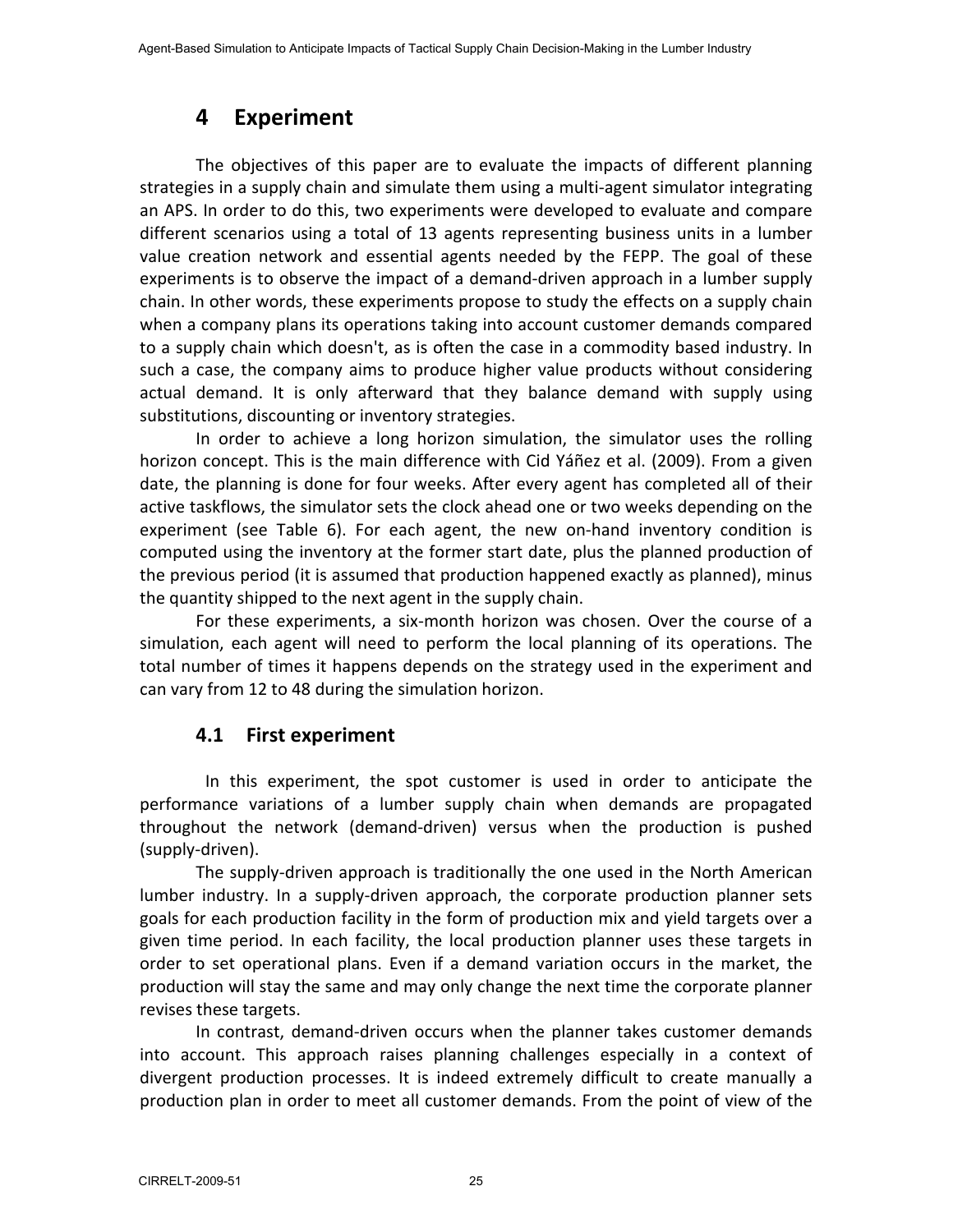# 4 Experiment

The objectives of this paper are to evaluate the impacts of different planning strategies in a supply chain and simulate them using a multi-agent simulator integrating an APS. In order to do this, two experiments were developed to evaluate and compare different scenarios using a total of 13 agents representing business units in a lumber value creation network and essential agents needed by the FEPP. The goal of these experiments is to observe the impact of a demand-driven approach in a lumber supply chain. In other words, these experiments propose to study the effects on a supply chain when a company plans its operations taking into account customer demands compared to a supply chain which doesn't, as is often the case in a commodity based industry. In such a case, the company aims to produce higher value products without considering actual demand. It is only afterward that they balance demand with supply using substitutions, discounting or inventory strategies.

In order to achieve a long horizon simulation, the simulator uses the rolling horizon concept. This is the main difference with Cid Yáñez et al. (2009). From a given date, the planning is done for four weeks. After every agent has completed all of their active taskflows, the simulator sets the clock ahead one or two weeks depending on the experiment (see Table 6). For each agent, the new on-hand inventory condition is computed using the inventory at the former start date, plus the planned production of the previous period (it is assumed that production happened exactly as planned), minus the quantity shipped to the next agent in the supply chain.

For these experiments, a six-month horizon was chosen. Over the course of a simulation, each agent will need to perform the local planning of its operations. The total number of times it happens depends on the strategy used in the experiment and can vary from 12 to 48 during the simulation horizon.

## 4.1 First experiment

In this experiment, the spot customer is used in order to anticipate the performance variations of a lumber supply chain when demands are propagated throughout the network (demand-driven) versus when the production is pushed (supply-driven).

The supply-driven approach is traditionally the one used in the North American lumber industry. In a supply-driven approach, the corporate production planner sets goals for each production facility in the form of production mix and yield targets over a given time period. In each facility, the local production planner uses these targets in order to set operational plans. Even if a demand variation occurs in the market, the production will stay the same and may only change the next time the corporate planner revises these targets.

In contrast, demand-driven occurs when the planner takes customer demands into account. This approach raises planning challenges especially in a context of divergent production processes. It is indeed extremely difficult to create manually a production plan in order to meet all customer demands. From the point of view of the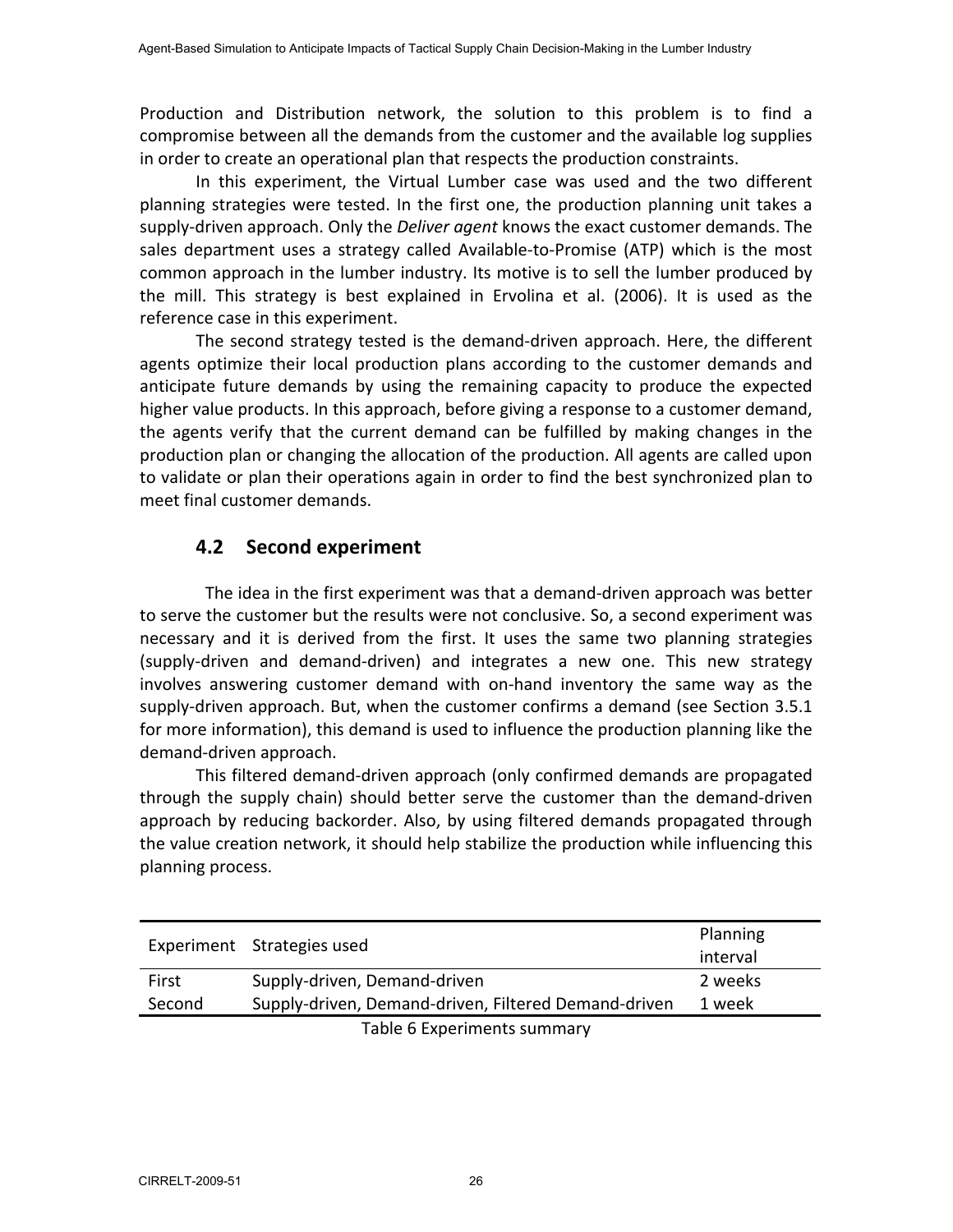Production and Distribution network, the solution to this problem is to find a compromise between all the demands from the customer and the available log supplies in order to create an operational plan that respects the production constraints.

In this experiment, the Virtual Lumber case was used and the two different planning strategies were tested. In the first one, the production planning unit takes a supply-driven approach. Only the *Deliver agent* knows the exact customer demands. The sales department uses a strategy called Available-to-Promise (ATP) which is the most common approach in the lumber industry. Its motive is to sell the lumber produced by the mill. This strategy is best explained in Ervolina et al. (2006). It is used as the reference case in this experiment.

The second strategy tested is the demand-driven approach. Here, the different agents optimize their local production plans according to the customer demands and anticipate future demands by using the remaining capacity to produce the expected higher value products. In this approach, before giving a response to a customer demand, the agents verify that the current demand can be fulfilled by making changes in the production plan or changing the allocation of the production. All agents are called upon to validate or plan their operations again in order to find the best synchronized plan to meet final customer demands.

## 4.2 Second experiment

The idea in the first experiment was that a demand-driven approach was better to serve the customer but the results were not conclusive. So, a second experiment was necessary and it is derived from the first. It uses the same two planning strategies (supply-driven and demand-driven) and integrates a new one. This new strategy involves answering customer demand with on-hand inventory the same way as the supply-driven approach. But, when the customer confirms a demand (see Section 3.5.1 for more information), this demand is used to influence the production planning like the demand-driven approach.

This filtered demand-driven approach (only confirmed demands are propagated through the supply chain) should better serve the customer than the demand-driven approach by reducing backorder. Also, by using filtered demands propagated through the value creation network, it should help stabilize the production while influencing this planning process.

| Experiment | Strategies used | Planning interval |
|---|---|---|
| First | Supply-driven, Demand-driven | 2 weeks |
| Second | Supply-driven, Demand-driven, Filtered Demand-driven | 1 week |

Table 6 Experiments summary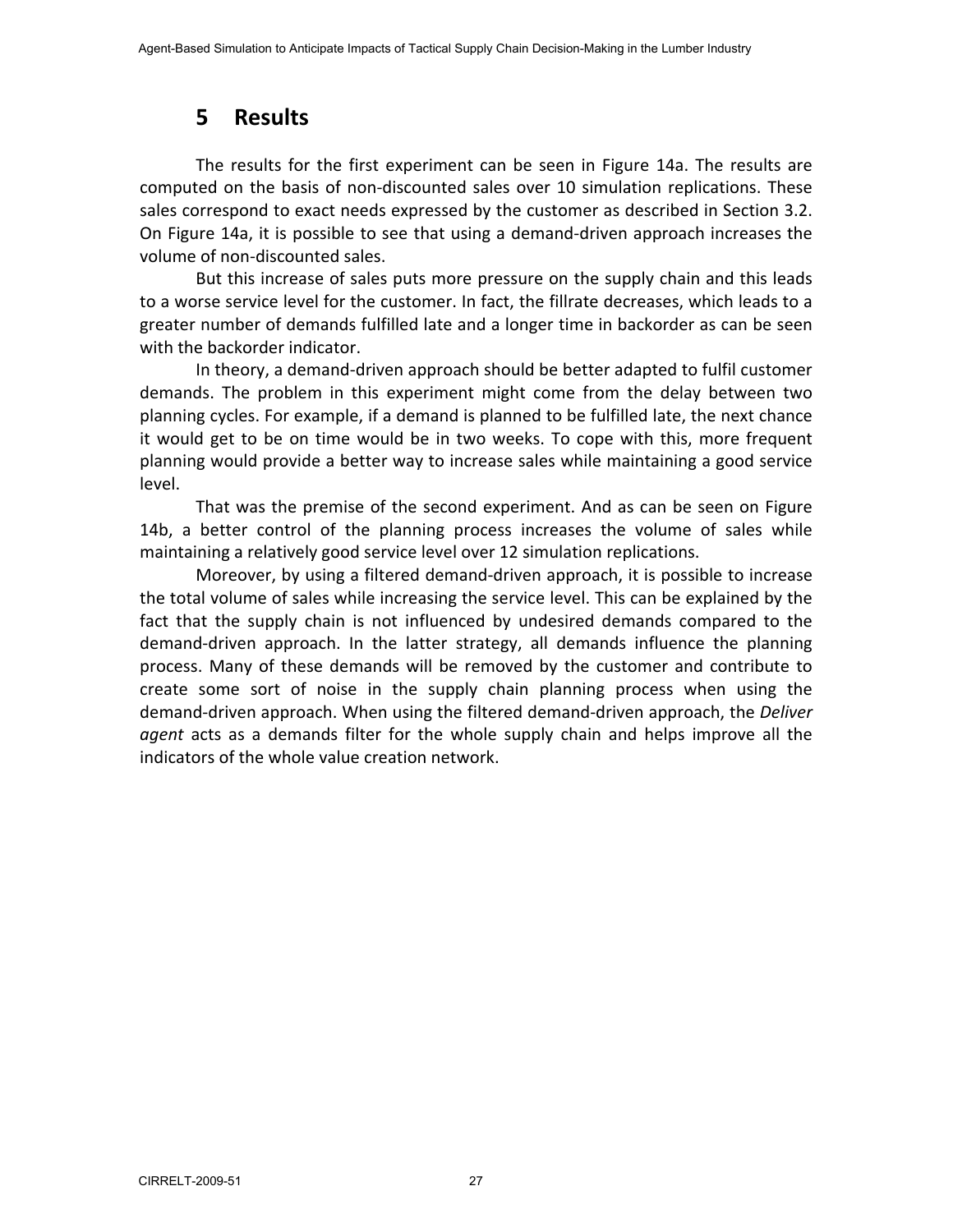# 5 Results

The results for the first experiment can be seen in Figure 14a. The results are computed on the basis of non-discounted sales over 10 simulation replications. These sales correspond to exact needs expressed by the customer as described in Section 3.2. On Figure 14a, it is possible to see that using a demand-driven approach increases the volume of non-discounted sales.

But this increase of sales puts more pressure on the supply chain and this leads to a worse service level for the customer. In fact, the fillrate decreases, which leads to a greater number of demands fulfilled late and a longer time in backorder as can be seen with the backorder indicator.

In theory, a demand-driven approach should be better adapted to fulfil customer demands. The problem in this experiment might come from the delay between two planning cycles. For example, if a demand is planned to be fulfilled late, the next chance it would get to be on time would be in two weeks. To cope with this, more frequent planning would provide a better way to increase sales while maintaining a good service level.

That was the premise of the second experiment. And as can be seen on Figure 14b, a better control of the planning process increases the volume of sales while maintaining a relatively good service level over 12 simulation replications.

Moreover, by using a filtered demand-driven approach, it is possible to increase the total volume of sales while increasing the service level. This can be explained by the fact that the supply chain is not influenced by undesired demands compared to the demand-driven approach. In the latter strategy, all demands influence the planning process. Many of these demands will be removed by the customer and contribute to create some sort of noise in the supply chain planning process when using the demand-driven approach. When using the filtered demand-driven approach, the *Deliver agent* acts as a demands filter for the whole supply chain and helps improve all the indicators of the whole value creation network.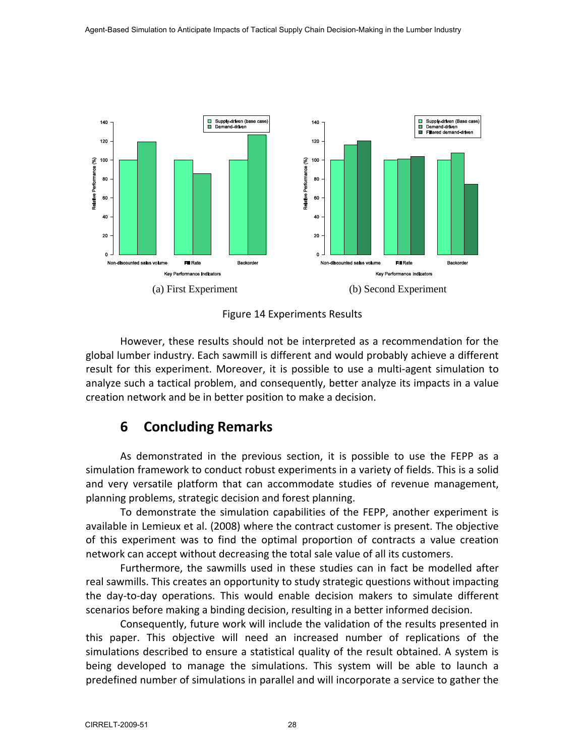140
120
100
80
60
40
20
0

Relative Performance (%)

Supply-driven (base case)
Demand-driven

Non-discounted sales volume
Fill Rate
Backorder

Key Performance Indicators

(a) First Experiment

140
120
100
80
60
40
20
0

Relative Performance (%)

Supply-driven (Base case)
Demand-driven
Filtered demand-driven

Non-discounted sales volume
Fill Rate
Backorder

Key Performance Indicators

(b) Second Experiment

Figure 14 Experiments Results

However, these results should not be interpreted as a recommendation for the global lumber industry. Each sawmill is different and would probably achieve a different result for this experiment. Moreover, it is possible to use a multi-agent simulation to analyze such a tactical problem, and consequently, better analyze its impacts in a value creation network and be in better position to make a decision.

## 6 Concluding Remarks

As demonstrated in the previous section, it is possible to use the FEPP as a simulation framework to conduct robust experiments in a variety of fields. This is a solid and very versatile platform that can accommodate studies of revenue management, planning problems, strategic decision and forest planning.

To demonstrate the simulation capabilities of the FEPP, another experiment is available in Lemieux et al. (2008) where the contract customer is present. The objective of this experiment was to find the optimal proportion of contracts a value creation network can accept without decreasing the total sale value of all its customers.

Furthermore, the sawmills used in these studies can in fact be modelled after real sawmills. This creates an opportunity to study strategic questions without impacting the day-to-day operations. This would enable decision makers to simulate different scenarios before making a binding decision, resulting in a better informed decision.

Consequently, future work will include the validation of the results presented in this paper. This objective will need an increased number of replications of the simulations described to ensure a statistical quality of the result obtained. A system is being developed to manage the simulations. This system will be able to launch a predefined number of simulations in parallel and will incorporate a service to gather the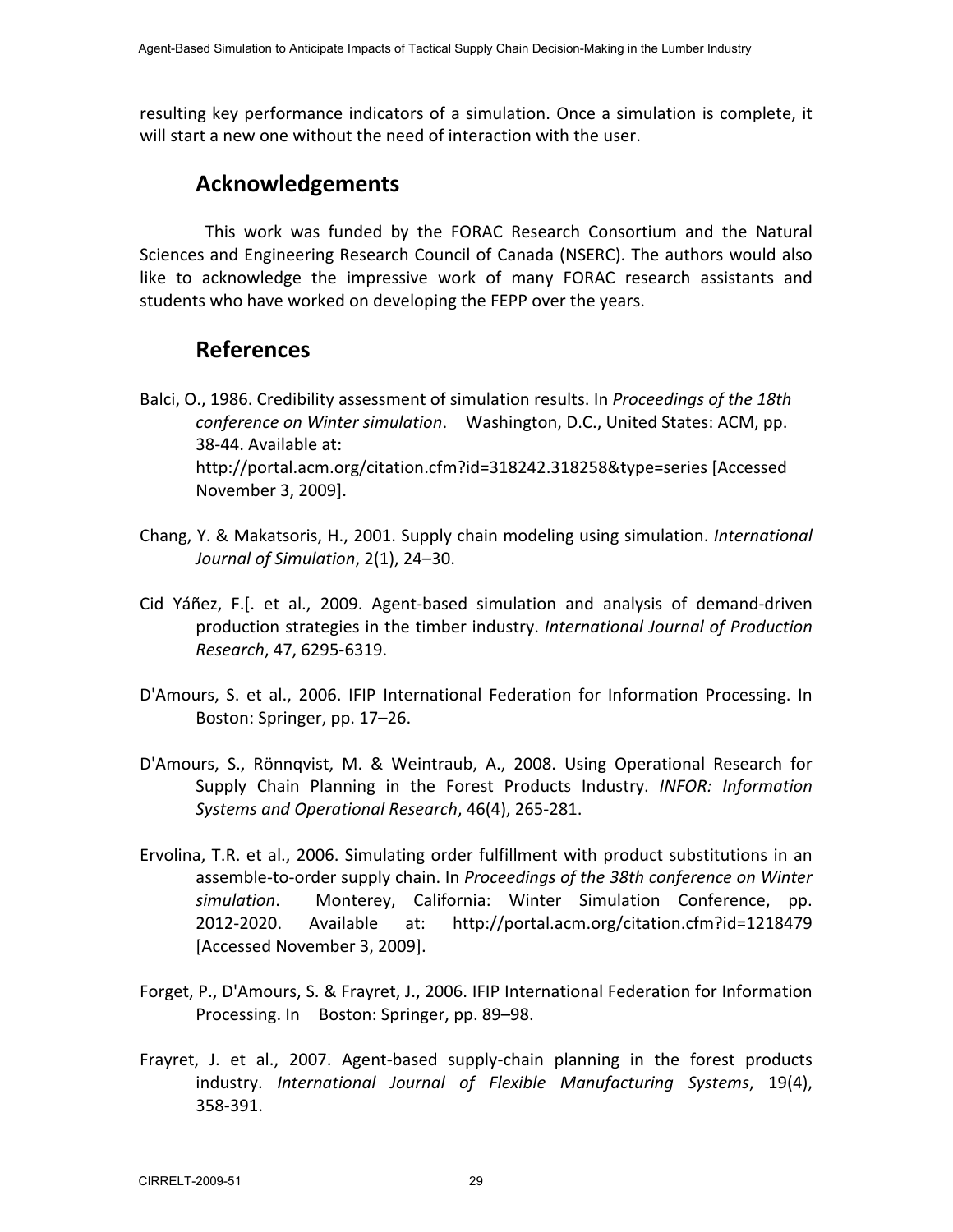resulting key performance indicators of a simulation. Once a simulation is complete, it will start a new one without the need of interaction with the user.

## Acknowledgements

This work was funded by the FORAC Research Consortium and the Natural Sciences and Engineering Research Council of Canada (NSERC). The authors would also like to acknowledge the impressive work of many FORAC research assistants and students who have worked on developing the FEPP over the years.

## References

Balci, O., 1986. Credibility assessment of simulation results. In *Proceedings of the 18th conference on Winter simulation*. Washington, D.C., United States: ACM, pp. 38-44. Available at: http://portal.acm.org/citation.cfm?id=318242.318258&type=series [Accessed November 3, 2009].

Chang, Y. & Makatsoris, H., 2001. Supply chain modeling using simulation. *International Journal of Simulation*, 2(1), 24–30.

Cid Yáñez, F.[. et al., 2009. Agent-based simulation and analysis of demand-driven production strategies in the timber industry. *International Journal of Production Research*, 47, 6295-6319.

D'Amours, S. et al., 2006. IFIP International Federation for Information Processing. In Boston: Springer, pp. 17–26.

D'Amours, S., Rönnqvist, M. & Weintraub, A., 2008. Using Operational Research for Supply Chain Planning in the Forest Products Industry. *INFOR: Information Systems and Operational Research*, 46(4), 265-281.

Ervolina, T.R. et al., 2006. Simulating order fulfillment with product substitutions in an assemble-to-order supply chain. In *Proceedings of the 38th conference on Winter simulation*. Monterey, California: Winter Simulation Conference, pp. 2012-2020. Available at: http://portal.acm.org/citation.cfm?id=1218479 [Accessed November 3, 2009].

Forget, P., D'Amours, S. & Frayret, J., 2006. IFIP International Federation for Information Processing. In Boston: Springer, pp. 89–98.

Frayret, J. et al., 2007. Agent-based supply-chain planning in the forest products industry. *International Journal of Flexible Manufacturing Systems*, 19(4), 358-391.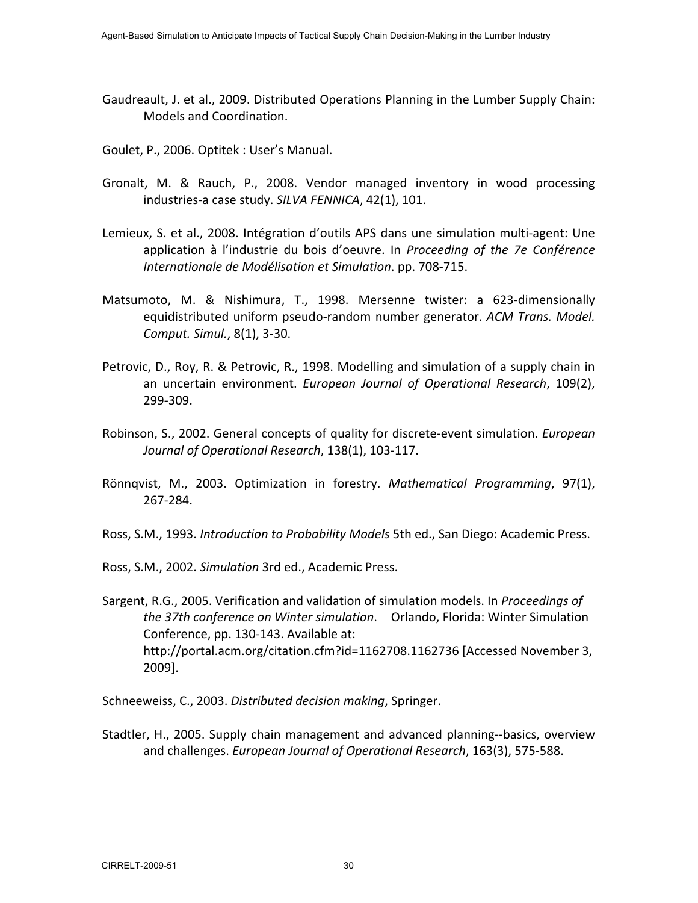Gaudreault, J. et al., 2009. Distributed Operations Planning in the Lumber Supply Chain: Models and Coordination.

Goulet, P., 2006. Optitek : User's Manual.

Gronalt, M. & Rauch, P., 2008. Vendor managed inventory in wood processing industries-a case study. *SILVA FENNICA*, 42(1), 101.

Lemieux, S. et al., 2008. Intégration d'outils APS dans une simulation multi-agent: Une application à l'industrie du bois d'oeuvre. In *Proceeding of the 7e Conférence Internationale de Modélisation et Simulation*. pp. 708-715.

Matsumoto, M. & Nishimura, T., 1998. Mersenne twister: a 623-dimensionally equidistributed uniform pseudo-random number generator. *ACM Trans. Model. Comput. Simul.*, 8(1), 3-30.

Petrovic, D., Roy, R. & Petrovic, R., 1998. Modelling and simulation of a supply chain in an uncertain environment. *European Journal of Operational Research*, 109(2), 299-309.

Robinson, S., 2002. General concepts of quality for discrete-event simulation. *European Journal of Operational Research*, 138(1), 103-117.

Rönnqvist, M., 2003. Optimization in forestry. *Mathematical Programming*, 97(1), 267-284.

Ross, S.M., 1993. *Introduction to Probability Models* 5th ed., San Diego: Academic Press.

Ross, S.M., 2002. *Simulation* 3rd ed., Academic Press.

Sargent, R.G., 2005. Verification and validation of simulation models. In *Proceedings of the 37th conference on Winter simulation*. Orlando, Florida: Winter Simulation Conference, pp. 130-143. Available at: http://portal.acm.org/citation.cfm?id=1162708.1162736 [Accessed November 3, 2009].

Schneeweiss, C., 2003. *Distributed decision making*, Springer.

Stadtler, H., 2005. Supply chain management and advanced planning--basics, overview and challenges. *European Journal of Operational Research*, 163(3), 575-588.